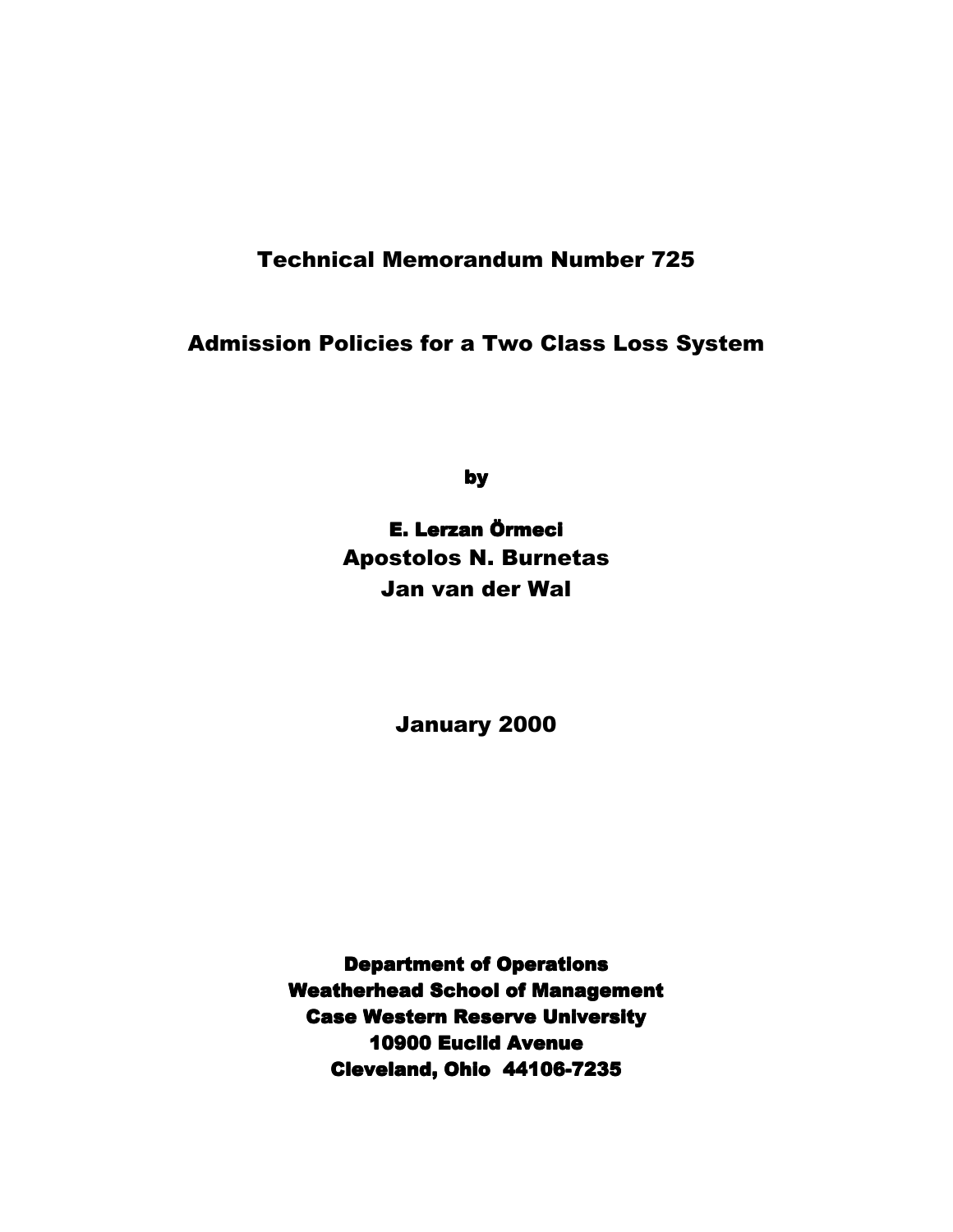# Technical Memorandum Number 725

## Admission Policies for a Two Class Loss System

by

**E. Lerzan Örmeci**
Apostolos N. Burnetas
Jan van der Wal

January 2000

**Department of Operations**
**Weatherhead School of Management**
**Case Western Reserve University**
**10900 Euclid Avenue**
**Cleveland, Ohio 44106-7235**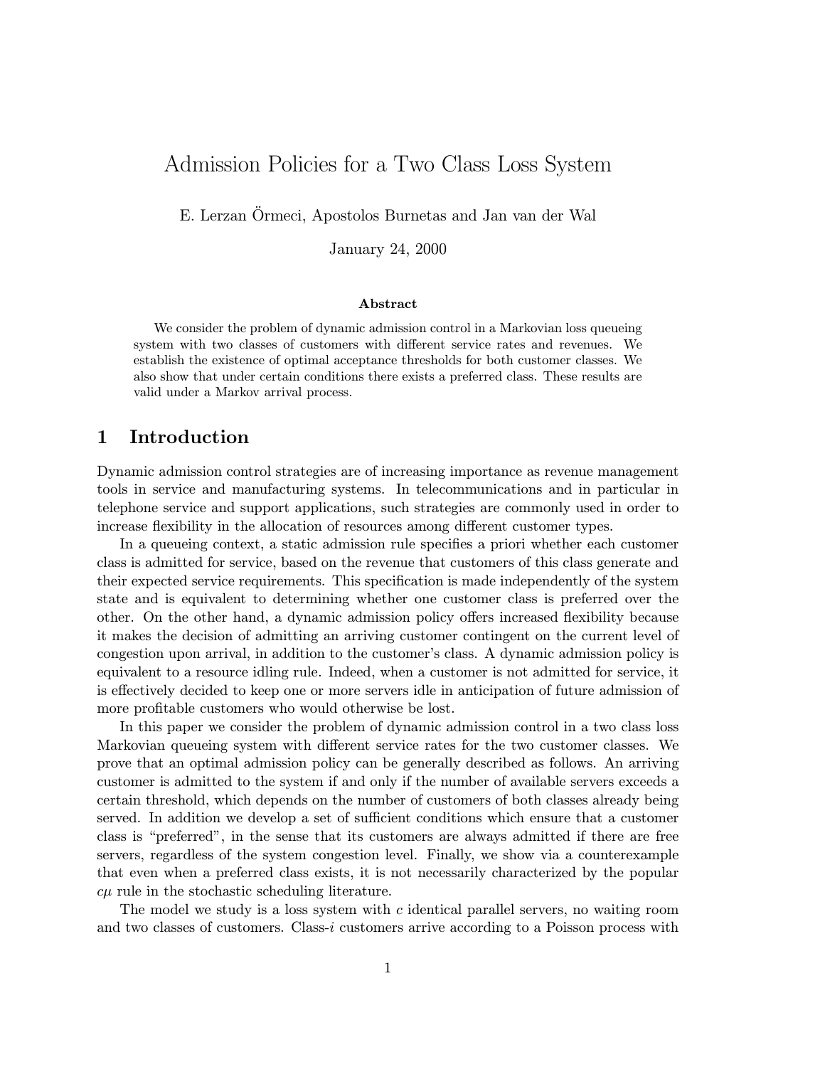# Admission Policies for a Two Class Loss System

E. Lerzan Örmeci, Apostolos Burnetas and Jan van der Wal

January 24, 2000

### Abstract

We consider the problem of dynamic admission control in a Markovian loss queueing system with two classes of customers with different service rates and revenues. We establish the existence of optimal acceptance thresholds for both customer classes. We also show that under certain conditions there exists a preferred class. These results are valid under a Markov arrival process.

## 1 Introduction

Dynamic admission control strategies are of increasing importance as revenue management tools in service and manufacturing systems. In telecommunications and in particular in telephone service and support applications, such strategies are commonly used in order to increase flexibility in the allocation of resources among different customer types.

In a queueing context, a static admission rule specifies a priori whether each customer class is admitted for service, based on the revenue that customers of this class generate and their expected service requirements. This specification is made independently of the system state and is equivalent to determining whether one customer class is preferred over the other. On the other hand, a dynamic admission policy offers increased flexibility because it makes the decision of admitting an arriving customer contingent on the current level of congestion upon arrival, in addition to the customer's class. A dynamic admission policy is equivalent to a resource idling rule. Indeed, when a customer is not admitted for service, it is effectively decided to keep one or more servers idle in anticipation of future admission of more profitable customers who would otherwise be lost.

In this paper we consider the problem of dynamic admission control in a two class loss Markovian queueing system with different service rates for the two customer classes. We prove that an optimal admission policy can be generally described as follows. An arriving customer is admitted to the system if and only if the number of available servers exceeds a certain threshold, which depends on the number of customers of both classes already being served. In addition we develop a set of sufficient conditions which ensure that a customer class is "preferred", in the sense that its customers are always admitted if there are free servers, regardless of the system congestion level. Finally, we show via a counterexample that even when a preferred class exists, it is not necessarily characterized by the popular $c\mu$ rule in the stochastic scheduling literature.

The model we study is a loss system with $c$ identical parallel servers, no waiting room and two classes of customers. Class-$i$ customers arrive according to a Poisson process with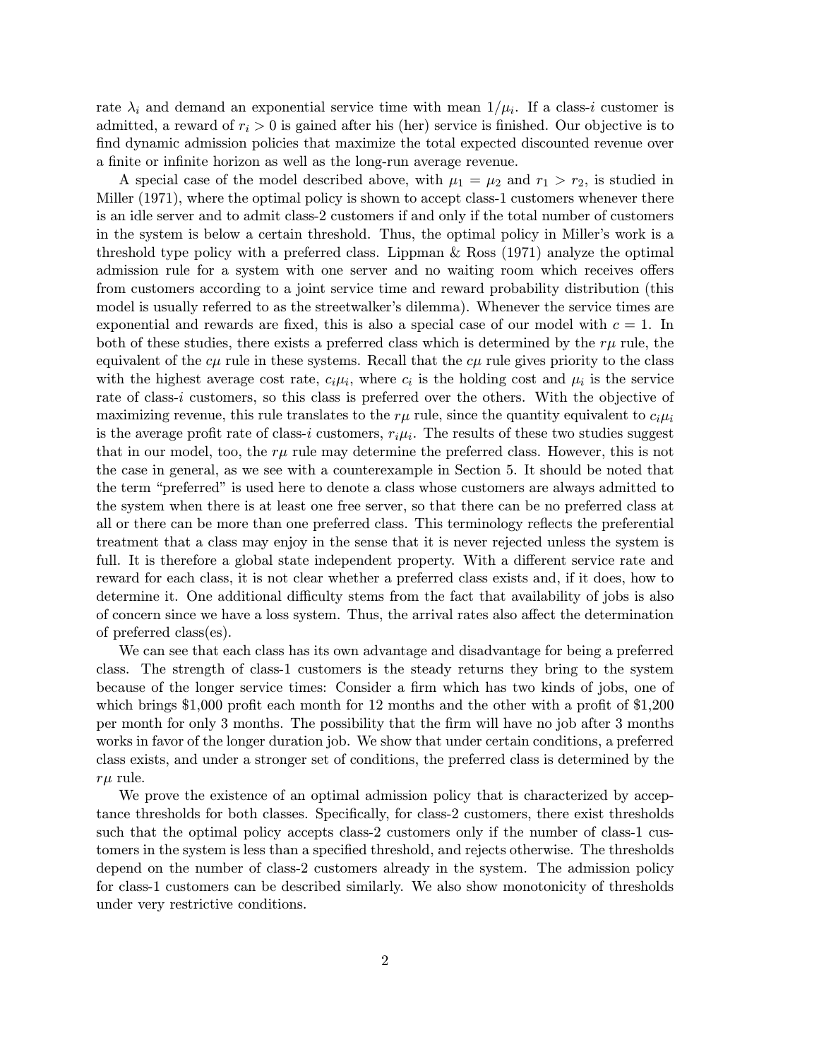rate $\lambda_i$ and demand an exponential service time with mean $1/\mu_i$. If a class-$i$ customer is admitted, a reward of $r_i > 0$ is gained after his (her) service is finished. Our objective is to find dynamic admission policies that maximize the total expected discounted revenue over a finite or infinite horizon as well as the long-run average revenue.

A special case of the model described above, with $\mu_1 = \mu_2$ and $r_1 > r_2$, is studied in Miller (1971), where the optimal policy is shown to accept class-1 customers whenever there is an idle server and to admit class-2 customers if and only if the total number of customers in the system is below a certain threshold. Thus, the optimal policy in Miller's work is a threshold type policy with a preferred class. Lippman & Ross (1971) analyze the optimal admission rule for a system with one server and no waiting room which receives offers from customers according to a joint service time and reward probability distribution (this model is usually referred to as the streetwalker's dilemma). Whenever the service times are exponential and rewards are fixed, this is also a special case of our model with $c = 1$. In both of these studies, there exists a preferred class which is determined by the $r\mu$ rule, the equivalent of the $c\mu$ rule in these systems. Recall that the $c\mu$ rule gives priority to the class with the highest average cost rate, $c_i\mu_i$, where $c_i$ is the holding cost and $\mu_i$ is the service rate of class-$i$ customers, so this class is preferred over the others. With the objective of maximizing revenue, this rule translates to the $r\mu$ rule, since the quantity equivalent to $c_i\mu_i$ is the average profit rate of class-$i$ customers, $r_i\mu_i$. The results of these two studies suggest that in our model, too, the $r\mu$ rule may determine the preferred class. However, this is not the case in general, as we see with a counterexample in Section 5. It should be noted that the term "preferred" is used here to denote a class whose customers are always admitted to the system when there is at least one free server, so that there can be no preferred class at all or there can be more than one preferred class. This terminology reflects the preferential treatment that a class may enjoy in the sense that it is never rejected unless the system is full. It is therefore a global state independent property. With a different service rate and reward for each class, it is not clear whether a preferred class exists and, if it does, how to determine it. One additional difficulty stems from the fact that availability of jobs is also of concern since we have a loss system. Thus, the arrival rates also affect the determination of preferred class(es).

We can see that each class has its own advantage and disadvantage for being a preferred class. The strength of class-1 customers is the steady returns they bring to the system because of the longer service times: Consider a firm which has two kinds of jobs, one of which brings \$1,000 profit each month for 12 months and the other with a profit of \$1,200 per month for only 3 months. The possibility that the firm will have no job after 3 months works in favor of the longer duration job. We show that under certain conditions, a preferred class exists, and under a stronger set of conditions, the preferred class is determined by the $r\mu$ rule.

We prove the existence of an optimal admission policy that is characterized by acceptance thresholds for both classes. Specifically, for class-2 customers, there exist thresholds such that the optimal policy accepts class-2 customers only if the number of class-1 customers in the system is less than a specified threshold, and rejects otherwise. The thresholds depend on the number of class-2 customers already in the system. The admission policy for class-1 customers can be described similarly. We also show monotonicity of thresholds under very restrictive conditions.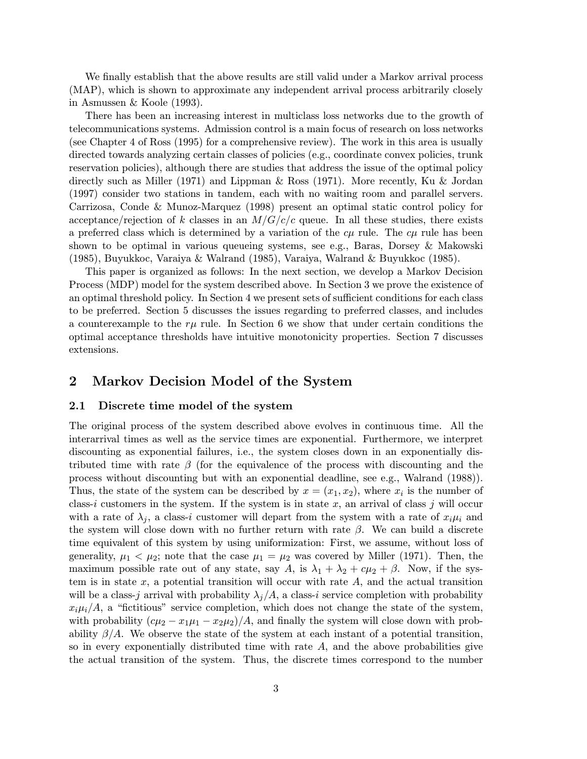We finally establish that the above results are still valid under a Markov arrival process (MAP), which is shown to approximate any independent arrival process arbitrarily closely in Asmussen & Koole (1993).

There has been an increasing interest in multiclass loss networks due to the growth of telecommunications systems. Admission control is a main focus of research on loss networks (see Chapter 4 of Ross (1995) for a comprehensive review). The work in this area is usually directed towards analyzing certain classes of policies (e.g., coordinate convex policies, trunk reservation policies), although there are studies that address the issue of the optimal policy directly such as Miller (1971) and Lippman & Ross (1971). More recently, Ku & Jordan (1997) consider two stations in tandem, each with no waiting room and parallel servers. Carrizosa, Conde & Munoz-Marquez (1998) present an optimal static control policy for acceptance/rejection of $k$ classes in an $M/G/c/c$ queue. In all these studies, there exists a preferred class which is determined by a variation of the $c\mu$ rule. The $c\mu$ rule has been shown to be optimal in various queueing systems, see e.g., Baras, Dorsey & Makowski (1985), Buyukkoc, Varaiya & Walrand (1985), Varaiya, Walrand & Buyukkoc (1985).

This paper is organized as follows: In the next section, we develop a Markov Decision Process (MDP) model for the system described above. In Section 3 we prove the existence of an optimal threshold policy. In Section 4 we present sets of sufficient conditions for each class to be preferred. Section 5 discusses the issues regarding to preferred classes, and includes a counterexample to the $r\mu$ rule. In Section 6 we show that under certain conditions the optimal acceptance thresholds have intuitive monotonicity properties. Section 7 discusses extensions.

## 2 Markov Decision Model of the System

### 2.1 Discrete time model of the system

The original process of the system described above evolves in continuous time. All the interarrival times as well as the service times are exponential. Furthermore, we interpret discounting as exponential failures, i.e., the system closes down in an exponentially distributed time with rate $\beta$ (for the equivalence of the process with discounting and the process without discounting but with an exponential deadline, see e.g., Walrand (1988)). Thus, the state of the system can be described by $x = (x_1, x_2)$, where $x_i$ is the number of class-$i$ customers in the system. If the system is in state $x$, an arrival of class $j$ will occur with a rate of $\lambda_j$, a class-$i$ customer will depart from the system with a rate of $x_i\mu_i$ and the system will close down with no further return with rate $\beta$. We can build a discrete time equivalent of this system by using uniformization: First, we assume, without loss of generality, $\mu_1 < \mu_2$; note that the case $\mu_1 = \mu_2$ was covered by Miller (1971). Then, the maximum possible rate out of any state, say $A$, is $\lambda_1 + \lambda_2 + c\mu_2 + \beta$. Now, if the system is in state $x$, a potential transition will occur with rate $A$, and the actual transition will be a class-$j$ arrival with probability $\lambda_j/A$, a class-$i$ service completion with probability $x_i\mu_i/A$, a "fictitious" service completion, which does not change the state of the system, with probability $(c\mu_2 - x_1\mu_1 - x_2\mu_2)/A$, and finally the system will close down with probability $\beta/A$. We observe the state of the system at each instant of a potential transition, so in every exponentially distributed time with rate $A$, and the above probabilities give the actual transition of the system. Thus, the discrete times correspond to the number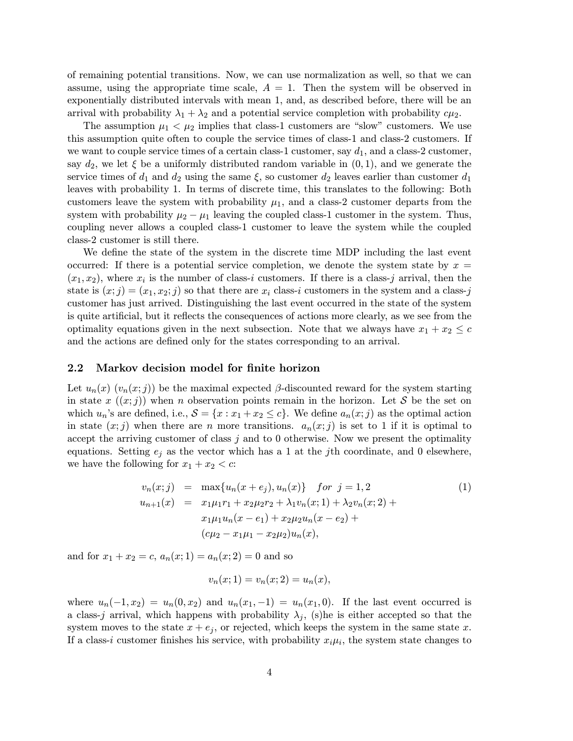of remaining potential transitions. Now, we can use normalization as well, so that we can assume, using the appropriate time scale, $A = 1$. Then the system will be observed in exponentially distributed intervals with mean 1, and, as described before, there will be an arrival with probability $\lambda_1 + \lambda_2$ and a potential service completion with probability $c\mu_2$.

The assumption $\mu_1 < \mu_2$ implies that class-1 customers are "slow" customers. We use this assumption quite often to couple the service times of class-1 and class-2 customers. If we want to couple service times of a certain class-1 customer, say $d_1$, and a class-2 customer, say $d_2$, we let $\xi$ be a uniformly distributed random variable in $(0, 1)$, and we generate the service times of $d_1$ and $d_2$ using the same $\xi$, so customer $d_2$ leaves earlier than customer $d_1$ leaves with probability 1. In terms of discrete time, this translates to the following: Both customers leave the system with probability $\mu_1$, and a class-2 customer departs from the system with probability $\mu_2 - \mu_1$ leaving the coupled class-1 customer in the system. Thus, coupling never allows a coupled class-1 customer to leave the system while the coupled class-2 customer is still there.

We define the state of the system in the discrete time MDP including the last event occurred: If there is a potential service completion, we denote the system state by $x = (x_1, x_2)$, where $x_i$ is the number of class-$i$ customers. If there is a class-$j$ arrival, then the state is $(x; j) = (x_1, x_2; j)$ so that there are $x_i$ class-$i$ customers in the system and a class-$j$ customer has just arrived. Distinguishing the last event occurred in the state of the system is quite artificial, but it reflects the consequences of actions more clearly, as we see from the optimality equations given in the next subsection. Note that we always have $x_1 + x_2 \leq c$ and the actions are defined only for the states corresponding to an arrival.

## 2.2 Markov decision model for finite horizon

Let $u_n(x)$ ($v_n(x; j)$) be the maximal expected $\beta$-discounted reward for the system starting in state $x$ ($(x; j)$) when $n$ observation points remain in the horizon. Let $\mathcal{S}$ be the set on which $u_n$'s are defined, i.e., $\mathcal{S} = \{x : x_1 + x_2 \leq c\}$. We define $a_n(x; j)$ as the optimal action in state $(x; j)$ when there are $n$ more transitions. $a_n(x; j)$ is set to 1 if it is optimal to accept the arriving customer of class $j$ and to 0 otherwise. Now we present the optimality equations. Setting $e_j$ as the vector which has a 1 at the $j$th coordinate, and 0 elsewhere, we have the following for $x_1 + x_2 < c$:

$$
\begin{aligned}
v_n(x; j) &= \max\{u_n(x + e_j), u_n(x)\} \quad for \;\; j = 1, 2 \qquad (1)\\
u_{n+1}(x) &= x_1\mu_1 r_1 + x_2\mu_2 r_2 + \lambda_1 v_n(x; 1) + \lambda_2 v_n(x; 2) + \\
&\quad\; x_1\mu_1 u_n(x - e_1) + x_2\mu_2 u_n(x - e_2) + \\
&\quad\; (c\mu_2 - x_1\mu_1 - x_2\mu_2) u_n(x),
\end{aligned}
$$

and for $x_1 + x_2 = c$, $a_n(x; 1) = a_n(x; 2) = 0$ and so

$$
v_n(x; 1) = v_n(x; 2) = u_n(x),
$$

where $u_n(-1, x_2) = u_n(0, x_2)$ and $u_n(x_1, -1) = u_n(x_1, 0)$. If the last event occurred is a class-$j$ arrival, which happens with probability $\lambda_j$, (s)he is either accepted so that the system moves to the state $x + e_j$, or rejected, which keeps the system in the same state $x$. If a class-$i$ customer finishes his service, with probability $x_i\mu_i$, the system state changes to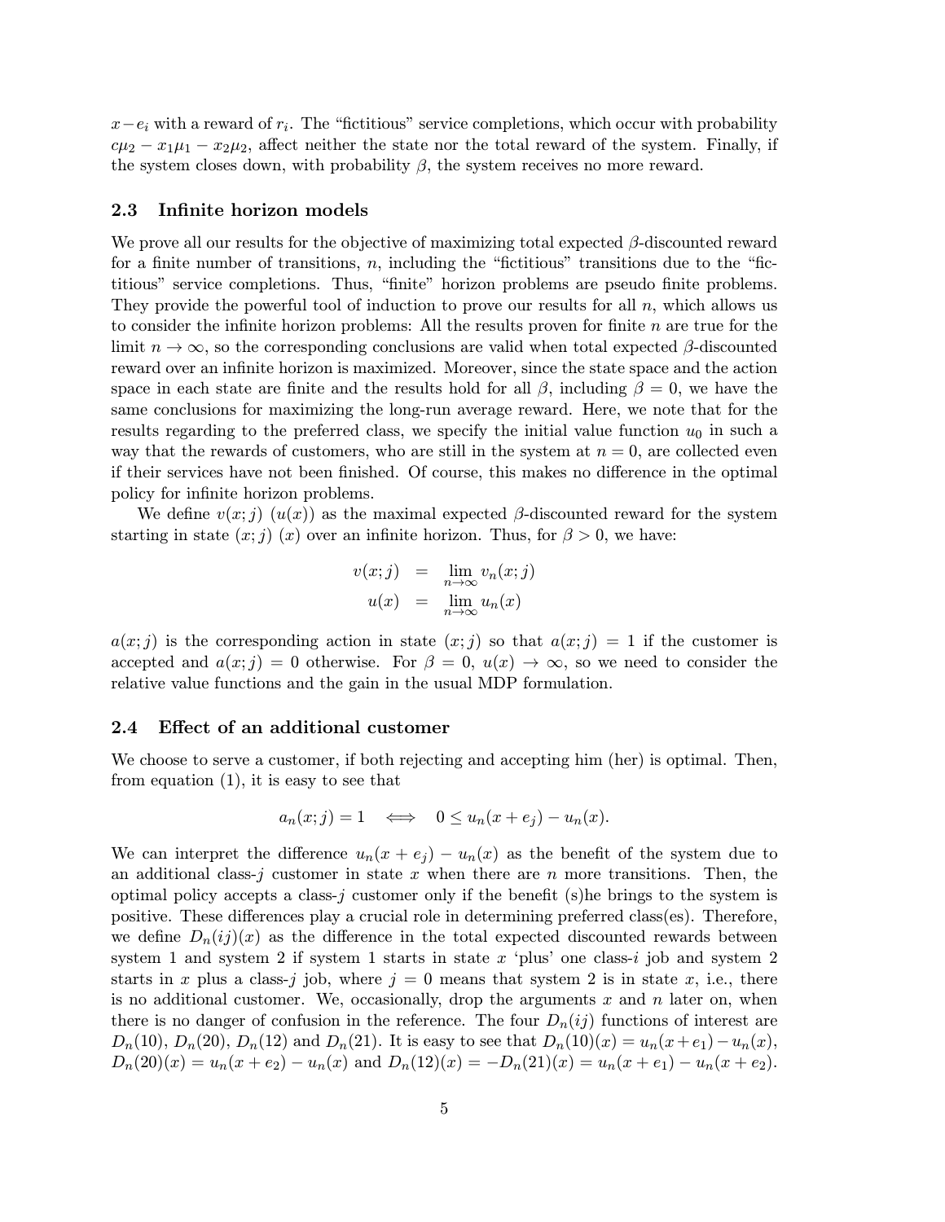$x - e_i$ with a reward of $r_i$. The "fictitious" service completions, which occur with probability $c\mu_2 - x_1\mu_1 - x_2\mu_2$, affect neither the state nor the total reward of the system. Finally, if the system closes down, with probability $\beta$, the system receives no more reward.

### 2.3 Infinite horizon models

We prove all our results for the objective of maximizing total expected $\beta$-discounted reward for a finite number of transitions, $n$, including the "fictitious" transitions due to the "fictitious" service completions. Thus, "finite" horizon problems are pseudo finite problems. They provide the powerful tool of induction to prove our results for all $n$, which allows us to consider the infinite horizon problems: All the results proven for finite $n$ are true for the limit $n \to \infty$, so the corresponding conclusions are valid when total expected $\beta$-discounted reward over an infinite horizon is maximized. Moreover, since the state space and the action space in each state are finite and the results hold for all $\beta$, including $\beta = 0$, we have the same conclusions for maximizing the long-run average reward. Here, we note that for the results regarding to the preferred class, we specify the initial value function $u_0$ in such a way that the rewards of customers, who are still in the system at $n = 0$, are collected even if their services have not been finished. Of course, this makes no difference in the optimal policy for infinite horizon problems.

We define $v(x;j)$ ($u(x)$) as the maximal expected $\beta$-discounted reward for the system starting in state $(x;j)$ ($x$) over an infinite horizon. Thus, for $\beta > 0$, we have:

$$
\begin{aligned}
v(x;j) &= \lim_{n\to\infty} v_n(x;j) \\
u(x) &= \lim_{n\to\infty} u_n(x)
\end{aligned}
$$

$a(x;j)$ is the corresponding action in state $(x;j)$ so that $a(x;j) = 1$ if the customer is accepted and $a(x;j) = 0$ otherwise. For $\beta = 0$, $u(x) \to \infty$, so we need to consider the relative value functions and the gain in the usual MDP formulation.

### 2.4 Effect of an additional customer

We choose to serve a customer, if both rejecting and accepting him (her) is optimal. Then, from equation (1), it is easy to see that

$$
a_n(x;j) = 1 \iff 0 \le u_n(x + e_j) - u_n(x).
$$

We can interpret the difference $u_n(x + e_j) - u_n(x)$ as the benefit of the system due to an additional class-$j$ customer in state $x$ when there are $n$ more transitions. Then, the optimal policy accepts a class-$j$ customer only if the benefit (s)he brings to the system is positive. These differences play a crucial role in determining preferred class(es). Therefore, we define $D_n(ij)(x)$ as the difference in the total expected discounted rewards between system 1 and system 2 if system 1 starts in state $x$ 'plus' one class-$i$ job and system 2 starts in $x$ plus a class-$j$ job, where $j = 0$ means that system 2 is in state $x$, i.e., there is no additional customer. We, occasionally, drop the arguments $x$ and $n$ later on, when there is no danger of confusion in the reference. The four $D_n(ij)$ functions of interest are $D_n(10)$, $D_n(20)$, $D_n(12)$ and $D_n(21)$. It is easy to see that $D_n(10)(x) = u_n(x+e_1) - u_n(x)$, $D_n(20)(x) = u_n(x + e_2) - u_n(x)$ and $D_n(12)(x) = -D_n(21)(x) = u_n(x + e_1) - u_n(x + e_2)$.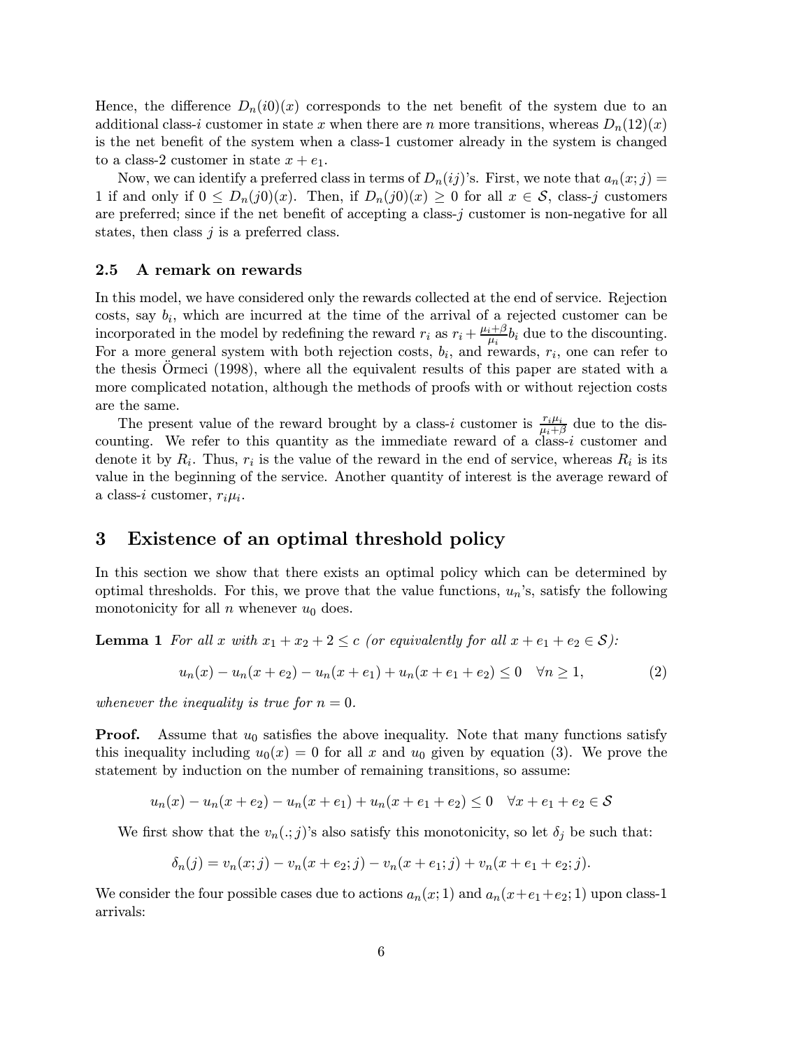Hence, the difference $D_n(i0)(x)$ corresponds to the net benefit of the system due to an additional class-$i$ customer in state $x$ when there are $n$ more transitions, whereas $D_n(12)(x)$ is the net benefit of the system when a class-1 customer already in the system is changed to a class-2 customer in state $x + e_1$.

Now, we can identify a preferred class in terms of $D_n(ij)$'s. First, we note that $a_n(x; j) = 1$ if and only if $0 \leq D_n(j0)(x)$. Then, if $D_n(j0)(x) \geq 0$ for all $x \in \mathcal{S}$, class-$j$ customers are preferred; since if the net benefit of accepting a class-$j$ customer is non-negative for all states, then class $j$ is a preferred class.

### 2.5 A remark on rewards

In this model, we have considered only the rewards collected at the end of service. Rejection costs, say $b_i$, which are incurred at the time of the arrival of a rejected customer can be incorporated in the model by redefining the reward $r_i$ as $r_i + \frac{\mu_i+\beta}{\mu_i} b_i$ due to the discounting. For a more general system with both rejection costs, $b_i$, and rewards, $r_i$, one can refer to the thesis Örmeci (1998), where all the equivalent results of this paper are stated with a more complicated notation, although the methods of proofs with or without rejection costs are the same.

The present value of the reward brought by a class-$i$ customer is $\frac{r_i \mu_i}{\mu_i+\beta}$ due to the discounting. We refer to this quantity as the immediate reward of a class-$i$ customer and denote it by $R_i$. Thus, $r_i$ is the value of the reward in the end of service, whereas $R_i$ is its value in the beginning of the service. Another quantity of interest is the average reward of a class-$i$ customer, $r_i \mu_i$.

## 3 Existence of an optimal threshold policy

In this section we show that there exists an optimal policy which can be determined by optimal thresholds. For this, we prove that the value functions, $u_n$'s, satisfy the following monotonicity for all $n$ whenever $u_0$ does.

**Lemma 1** *For all $x$ with $x_1 + x_2 + 2 \leq c$ (or equivalently for all $x + e_1 + e_2 \in \mathcal{S}$):*

$$u_n(x) - u_n(x + e_2) - u_n(x + e_1) + u_n(x + e_1 + e_2) \leq 0 \quad \forall n \geq 1, \tag{2}$$

*whenever the inequality is true for $n = 0$.*

**Proof.** Assume that $u_0$ satisfies the above inequality. Note that many functions satisfy this inequality including $u_0(x) = 0$ for all $x$ and $u_0$ given by equation (3). We prove the statement by induction on the number of remaining transitions, so assume:

$$u_n(x) - u_n(x + e_2) - u_n(x + e_1) + u_n(x + e_1 + e_2) \leq 0 \quad \forall x + e_1 + e_2 \in \mathcal{S}$$

We first show that the $v_n(.; j)$'s also satisfy this monotonicity, so let $\delta_j$ be such that:

$$\delta_n(j) = v_n(x; j) - v_n(x + e_2; j) - v_n(x + e_1; j) + v_n(x + e_1 + e_2; j).$$

We consider the four possible cases due to actions $a_n(x; 1)$ and $a_n(x+e_1+e_2; 1)$ upon class-1 arrivals: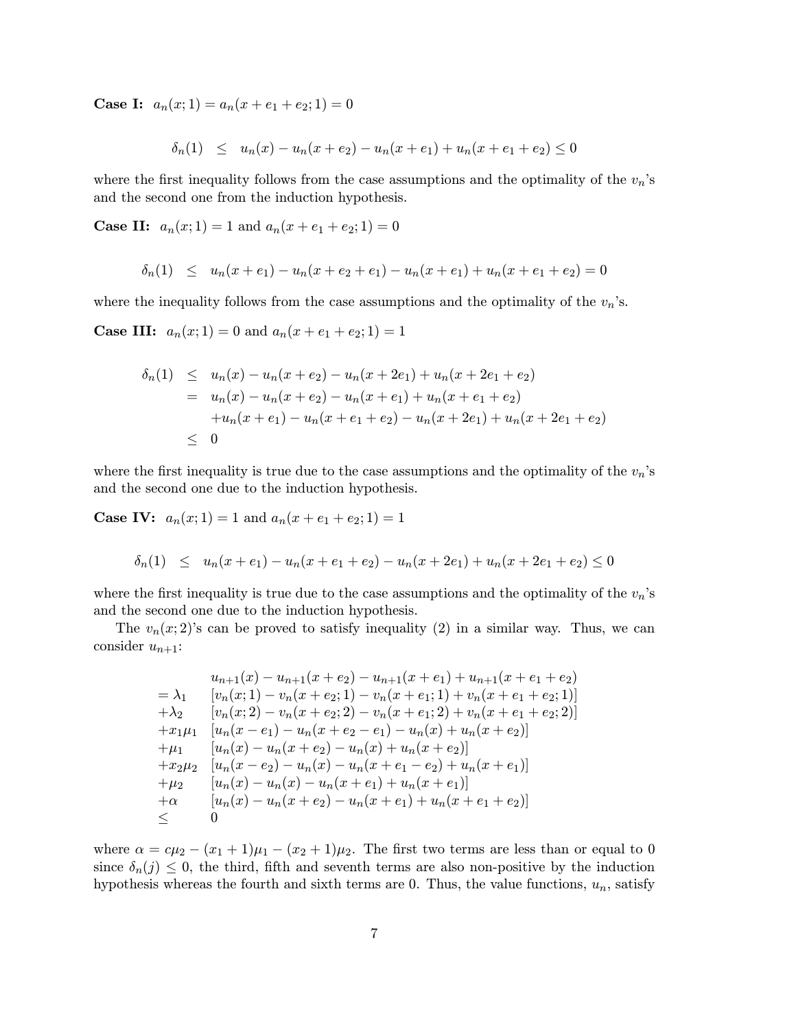**Case I:** $a_n(x;1) = a_n(x+e_1+e_2;1) = 0$

$$\delta_n(1) \;\leq\; u_n(x) - u_n(x+e_2) - u_n(x+e_1) + u_n(x+e_1+e_2) \leq 0$$

where the first inequality follows from the case assumptions and the optimality of the $v_n$'s and the second one from the induction hypothesis.

**Case II:** $a_n(x;1) = 1$ and $a_n(x+e_1+e_2;1) = 0$

$$\delta_n(1) \;\leq\; u_n(x+e_1) - u_n(x+e_2+e_1) - u_n(x+e_1) + u_n(x+e_1+e_2) = 0$$

where the inequality follows from the case assumptions and the optimality of the $v_n$'s.

**Case III:** $a_n(x;1) = 0$ and $a_n(x+e_1+e_2;1) = 1$

$$\begin{aligned}
\delta_n(1) &\leq u_n(x) - u_n(x+e_2) - u_n(x+2e_1) + u_n(x+2e_1+e_2) \\
&= u_n(x) - u_n(x+e_2) - u_n(x+e_1) + u_n(x+e_1+e_2) \\
&\quad + u_n(x+e_1) - u_n(x+e_1+e_2) - u_n(x+2e_1) + u_n(x+2e_1+e_2) \\
&\leq 0
\end{aligned}$$

where the first inequality is true due to the case assumptions and the optimality of the $v_n$'s and the second one due to the induction hypothesis.

**Case IV:** $a_n(x;1) = 1$ and $a_n(x+e_1+e_2;1) = 1$

$$\delta_n(1) \;\leq\; u_n(x+e_1) - u_n(x+e_1+e_2) - u_n(x+2e_1) + u_n(x+2e_1+e_2) \leq 0$$

where the first inequality is true due to the case assumptions and the optimality of the $v_n$'s and the second one due to the induction hypothesis.

The $v_n(x;2)$'s can be proved to satisfy inequality (2) in a similar way. Thus, we can consider $u_{n+1}$:

$$\begin{aligned}
& u_{n+1}(x) - u_{n+1}(x+e_2) - u_{n+1}(x+e_1) + u_{n+1}(x+e_1+e_2) \\
= \lambda_1 \;& [v_n(x;1) - v_n(x+e_2;1) - v_n(x+e_1;1) + v_n(x+e_1+e_2;1)] \\
+ \lambda_2 \;& [v_n(x;2) - v_n(x+e_2;2) - v_n(x+e_1;2) + v_n(x+e_1+e_2;2)] \\
+ x_1\mu_1 \;& [u_n(x-e_1) - u_n(x+e_2-e_1) - u_n(x) + u_n(x+e_2)] \\
+ \mu_1 \;& [u_n(x) - u_n(x+e_2) - u_n(x) + u_n(x+e_2)] \\
+ x_2\mu_2 \;& [u_n(x-e_2) - u_n(x) - u_n(x+e_1-e_2) + u_n(x+e_1)] \\
+ \mu_2 \;& [u_n(x) - u_n(x) - u_n(x+e_1) + u_n(x+e_1)] \\
+ \alpha \;& [u_n(x) - u_n(x+e_2) - u_n(x+e_1) + u_n(x+e_1+e_2)] \\
\leq \;& 0
\end{aligned}$$

where $\alpha = c\mu_2 - (x_1+1)\mu_1 - (x_2+1)\mu_2$. The first two terms are less than or equal to 0 since $\delta_n(j) \leq 0$, the third, fifth and seventh terms are also non-positive by the induction hypothesis whereas the fourth and sixth terms are 0. Thus, the value functions, $u_n$, satisfy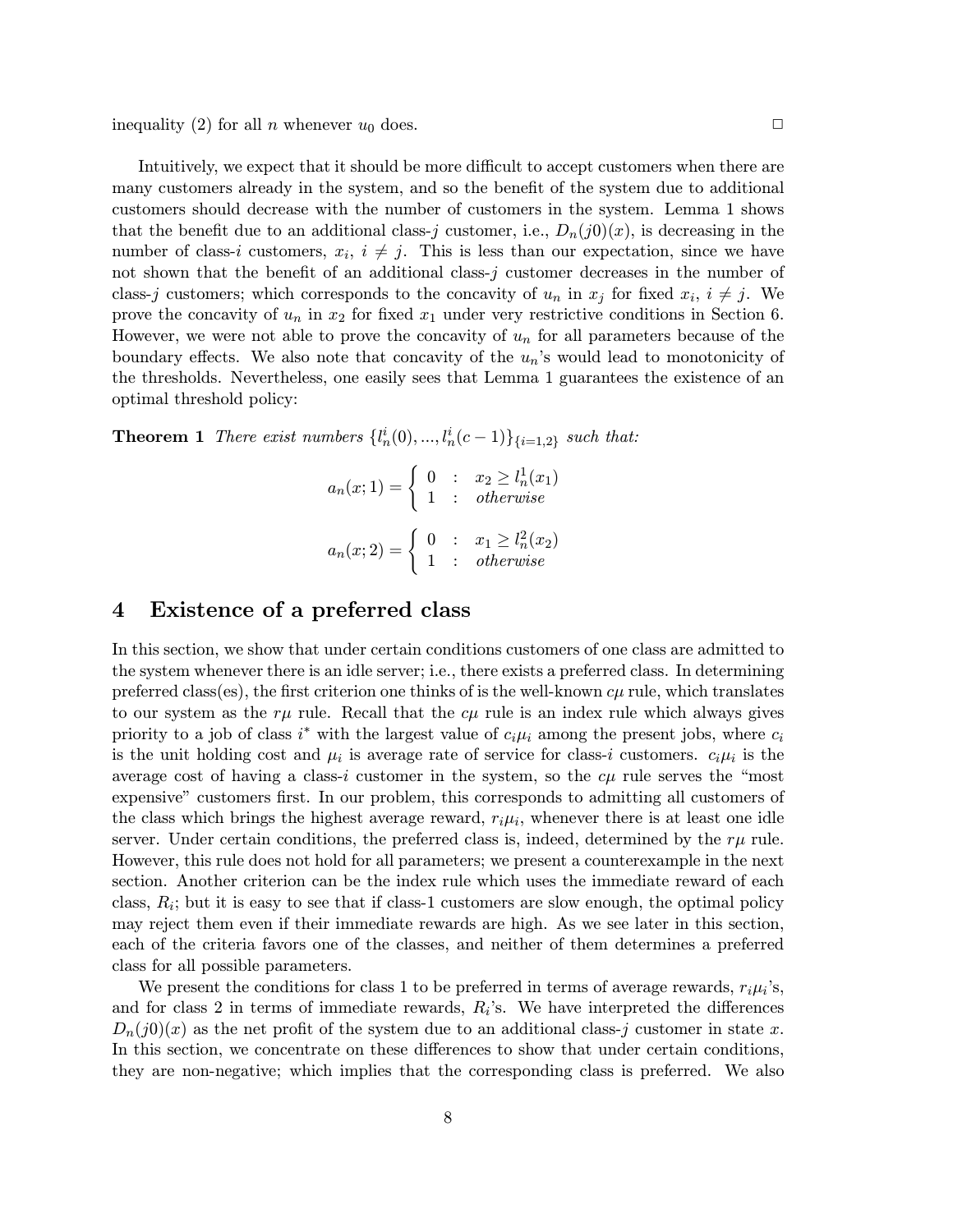inequality (2) for all $n$ whenever $u_0$ does. □

Intuitively, we expect that it should be more difficult to accept customers when there are many customers already in the system, and so the benefit of the system due to additional customers should decrease with the number of customers in the system. Lemma 1 shows that the benefit due to an additional class-$j$ customer, i.e., $D_n(j0)(x)$, is decreasing in the number of class-$i$ customers, $x_i$, $i \neq j$. This is less than our expectation, since we have not shown that the benefit of an additional class-$j$ customer decreases in the number of class-$j$ customers; which corresponds to the concavity of $u_n$ in $x_j$ for fixed $x_i$, $i \neq j$. We prove the concavity of $u_n$ in $x_2$ for fixed $x_1$ under very restrictive conditions in Section 6. However, we were not able to prove the concavity of $u_n$ for all parameters because of the boundary effects. We also note that concavity of the $u_n$'s would lead to monotonicity of the thresholds. Nevertheless, one easily sees that Lemma 1 guarantees the existence of an optimal threshold policy:

**Theorem 1** *There exist numbers* $\{l_n^i(0), ..., l_n^i(c-1)\}_{\{i=1,2\}}$ *such that:*

$$a_n(x;1) = \begin{cases} 0 & : \quad x_2 \geq l_n^1(x_1) \\ 1 & : \quad \textit{otherwise} \end{cases}$$

$$a_n(x;2) = \begin{cases} 0 & : \quad x_1 \geq l_n^2(x_2) \\ 1 & : \quad \textit{otherwise} \end{cases}$$

# 4 Existence of a preferred class

In this section, we show that under certain conditions customers of one class are admitted to the system whenever there is an idle server; i.e., there exists a preferred class. In determining preferred class(es), the first criterion one thinks of is the well-known $c\mu$ rule, which translates to our system as the $r\mu$ rule. Recall that the $c\mu$ rule is an index rule which always gives priority to a job of class $i^*$ with the largest value of $c_i\mu_i$ among the present jobs, where $c_i$ is the unit holding cost and $\mu_i$ is average rate of service for class-$i$ customers. $c_i\mu_i$ is the average cost of having a class-$i$ customer in the system, so the $c\mu$ rule serves the "most expensive" customers first. In our problem, this corresponds to admitting all customers of the class which brings the highest average reward, $r_i\mu_i$, whenever there is at least one idle server. Under certain conditions, the preferred class is, indeed, determined by the $r\mu$ rule. However, this rule does not hold for all parameters; we present a counterexample in the next section. Another criterion can be the index rule which uses the immediate reward of each class, $R_i$; but it is easy to see that if class-1 customers are slow enough, the optimal policy may reject them even if their immediate rewards are high. As we see later in this section, each of the criteria favors one of the classes, and neither of them determines a preferred class for all possible parameters.

We present the conditions for class 1 to be preferred in terms of average rewards, $r_i\mu_i$'s, and for class 2 in terms of immediate rewards, $R_i$'s. We have interpreted the differences $D_n(j0)(x)$ as the net profit of the system due to an additional class-$j$ customer in state $x$. In this section, we concentrate on these differences to show that under certain conditions, they are non-negative; which implies that the corresponding class is preferred. We also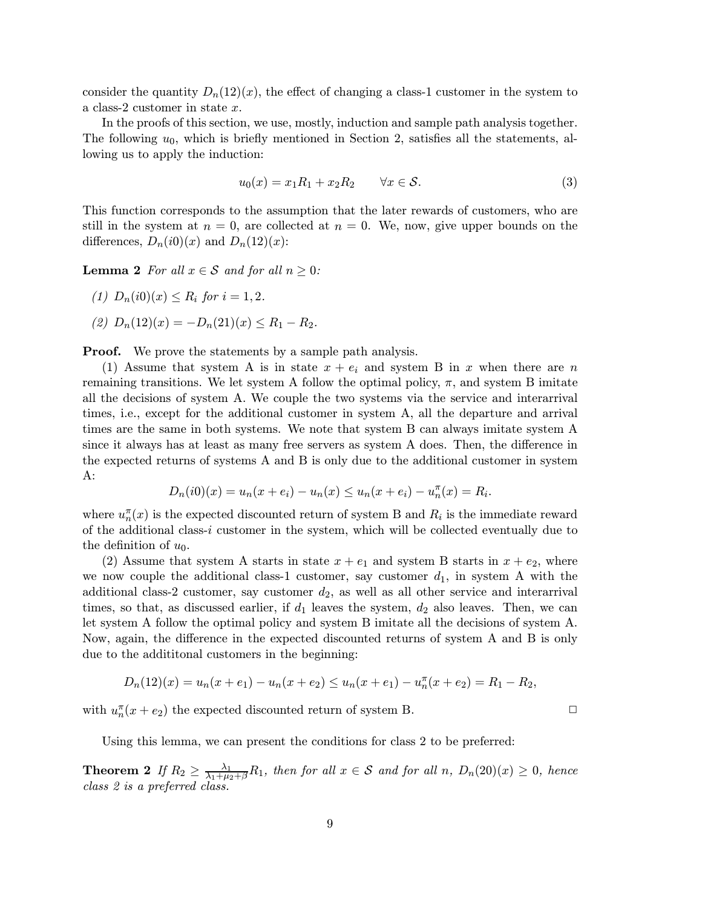consider the quantity $D_n(12)(x)$, the effect of changing a class-1 customer in the system to a class-2 customer in state $x$.

In the proofs of this section, we use, mostly, induction and sample path analysis together. The following $u_0$, which is briefly mentioned in Section 2, satisfies all the statements, allowing us to apply the induction:

$$u_0(x) = x_1 R_1 + x_2 R_2 \qquad \forall x \in \mathcal{S}. \tag{3}$$

This function corresponds to the assumption that the later rewards of customers, who are still in the system at $n = 0$, are collected at $n = 0$. We, now, give upper bounds on the differences, $D_n(i0)(x)$ and $D_n(12)(x)$:

**Lemma 2** *For all $x \in \mathcal{S}$ and for all $n \geq 0$:*

*(1) $D_n(i0)(x) \leq R_i$ for $i = 1, 2$.*

*(2) $D_n(12)(x) = -D_n(21)(x) \leq R_1 - R_2$.*

**Proof.** We prove the statements by a sample path analysis.

(1) Assume that system A is in state $x + e_i$ and system B in $x$ when there are $n$ remaining transitions. We let system A follow the optimal policy, $\pi$, and system B imitate all the decisions of system A. We couple the two systems via the service and interarrival times, i.e., except for the additional customer in system A, all the departure and arrival times are the same in both systems. We note that system B can always imitate system A since it always has at least as many free servers as system A does. Then, the difference in the expected returns of systems A and B is only due to the additional customer in system A:

$$D_n(i0)(x) = u_n(x + e_i) - u_n(x) \leq u_n(x + e_i) - u_n^{\pi}(x) = R_i.$$

where $u_n^{\pi}(x)$ is the expected discounted return of system B and $R_i$ is the immediate reward of the additional class-$i$ customer in the system, which will be collected eventually due to the definition of $u_0$.

(2) Assume that system A starts in state $x + e_1$ and system B starts in $x + e_2$, where we now couple the additional class-1 customer, say customer $d_1$, in system A with the additional class-2 customer, say customer $d_2$, as well as all other service and interarrival times, so that, as discussed earlier, if $d_1$ leaves the system, $d_2$ also leaves. Then, we can let system A follow the optimal policy and system B imitate all the decisions of system A. Now, again, the difference in the expected discounted returns of system A and B is only due to the addititonal customers in the beginning:

$$D_n(12)(x) = u_n(x + e_1) - u_n(x + e_2) \leq u_n(x + e_1) - u_n^{\pi}(x + e_2) = R_1 - R_2,$$

with $u_n^{\pi}(x + e_2)$ the expected discounted return of system B. □

Using this lemma, we can present the conditions for class 2 to be preferred:

**Theorem 2** *If $R_2 \geq \frac{\lambda_1}{\lambda_1 + \mu_2 + \beta} R_1$, then for all $x \in \mathcal{S}$ and for all $n$, $D_n(20)(x) \geq 0$, hence class 2 is a preferred class.*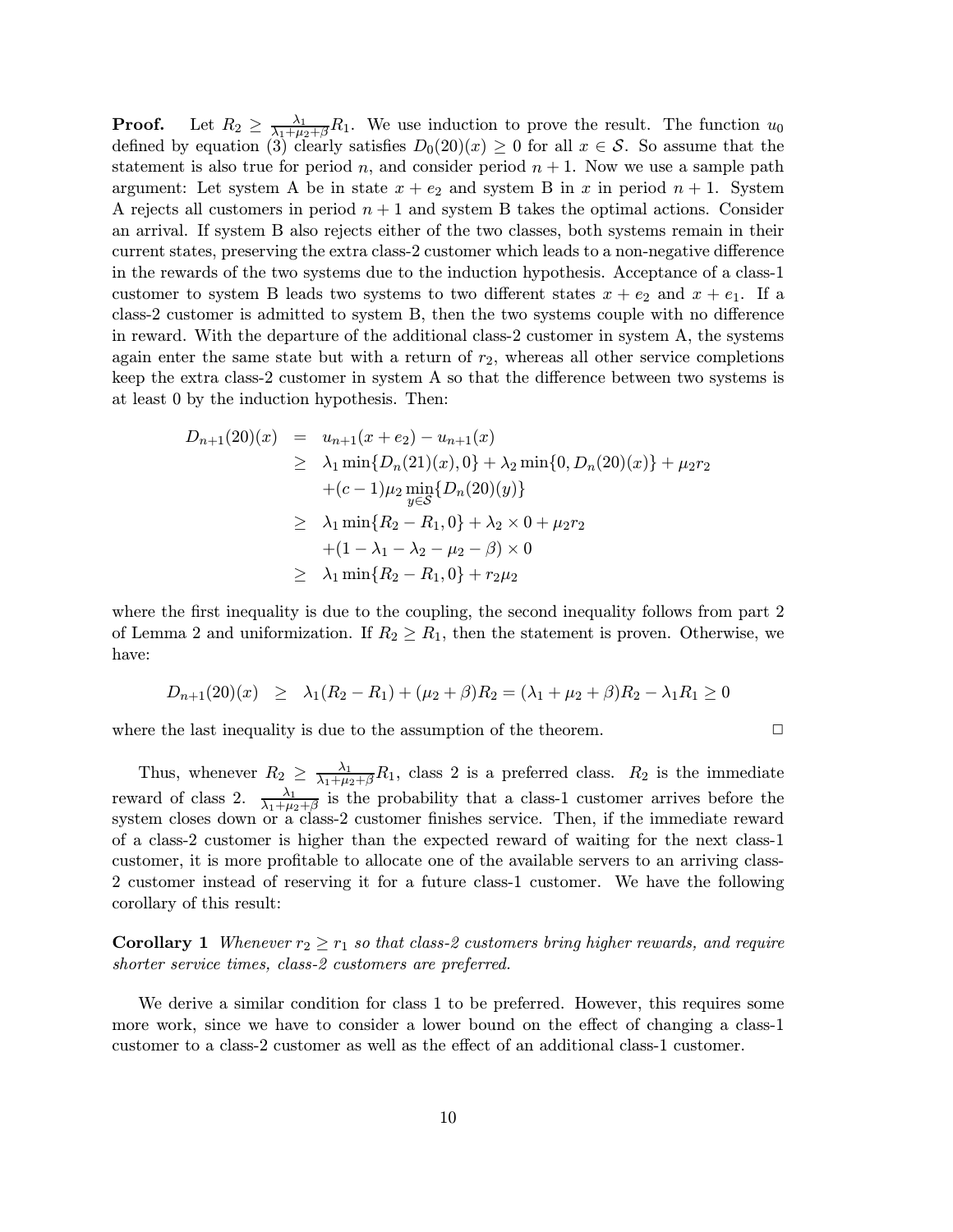**Proof.** Let $R_2 \geq \frac{\lambda_1}{\lambda_1+\mu_2+\beta}R_1$. We use induction to prove the result. The function $u_0$ defined by equation (3) clearly satisfies $D_0(20)(x) \geq 0$ for all $x \in \mathcal{S}$. So assume that the statement is also true for period $n$, and consider period $n+1$. Now we use a sample path argument: Let system A be in state $x + e_2$ and system B in $x$ in period $n+1$. System A rejects all customers in period $n+1$ and system B takes the optimal actions. Consider an arrival. If system B also rejects either of the two classes, both systems remain in their current states, preserving the extra class-2 customer which leads to a non-negative difference in the rewards of the two systems due to the induction hypothesis. Acceptance of a class-1 customer to system B leads two systems to two different states $x + e_2$ and $x + e_1$. If a class-2 customer is admitted to system B, then the two systems couple with no difference in reward. With the departure of the additional class-2 customer in system A, the systems again enter the same state but with a return of $r_2$, whereas all other service completions keep the extra class-2 customer in system A so that the difference between two systems is at least 0 by the induction hypothesis. Then:

$$
\begin{aligned}
D_{n+1}(20)(x) &= u_{n+1}(x+e_2) - u_{n+1}(x) \\
&\geq \lambda_1 \min\{D_n(21)(x), 0\} + \lambda_2 \min\{0, D_n(20)(x)\} + \mu_2 r_2 \\
&\quad + (c-1)\mu_2 \min_{y \in \mathcal{S}}\{D_n(20)(y)\} \\
&\geq \lambda_1 \min\{R_2 - R_1, 0\} + \lambda_2 \times 0 + \mu_2 r_2 \\
&\quad + (1 - \lambda_1 - \lambda_2 - \mu_2 - \beta) \times 0 \\
&\geq \lambda_1 \min\{R_2 - R_1, 0\} + r_2 \mu_2
\end{aligned}
$$

where the first inequality is due to the coupling, the second inequality follows from part 2 of Lemma 2 and uniformization. If $R_2 \geq R_1$, then the statement is proven. Otherwise, we have:

$$
D_{n+1}(20)(x) \geq \lambda_1(R_2 - R_1) + (\mu_2 + \beta)R_2 = (\lambda_1 + \mu_2 + \beta)R_2 - \lambda_1 R_1 \geq 0
$$

where the last inequality is due to the assumption of the theorem. □

Thus, whenever $R_2 \geq \frac{\lambda_1}{\lambda_1+\mu_2+\beta}R_1$, class 2 is a preferred class. $R_2$ is the immediate reward of class 2. $\frac{\lambda_1}{\lambda_1+\mu_2+\beta}$ is the probability that a class-1 customer arrives before the system closes down or a class-2 customer finishes service. Then, if the immediate reward of a class-2 customer is higher than the expected reward of waiting for the next class-1 customer, it is more profitable to allocate one of the available servers to an arriving class-2 customer instead of reserving it for a future class-1 customer. We have the following corollary of this result:

**Corollary 1** *Whenever $r_2 \geq r_1$ so that class-2 customers bring higher rewards, and require shorter service times, class-2 customers are preferred.*

We derive a similar condition for class 1 to be preferred. However, this requires some more work, since we have to consider a lower bound on the effect of changing a class-1 customer to a class-2 customer as well as the effect of an additional class-1 customer.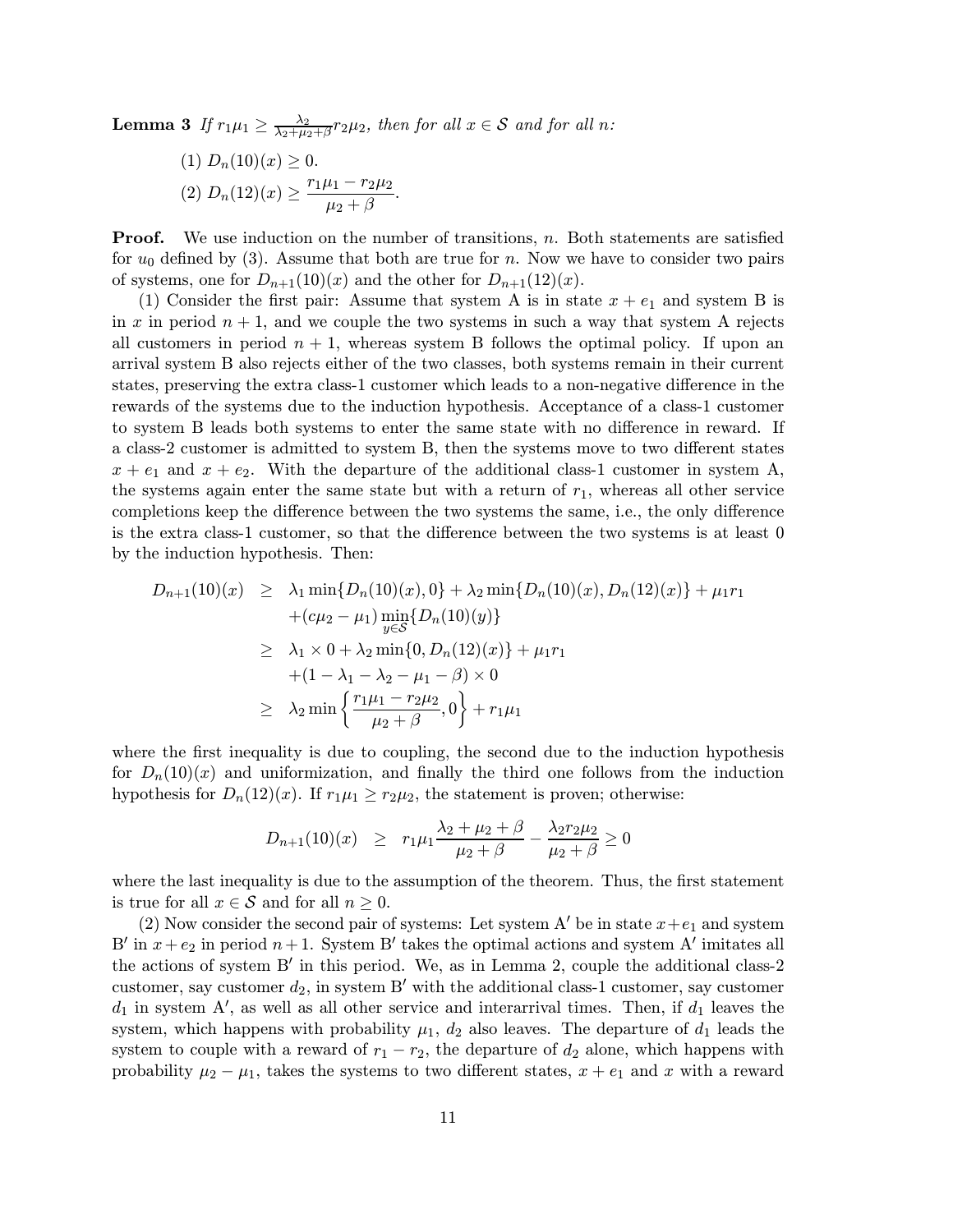**Lemma 3** *If $r_1\mu_1 \geq \frac{\lambda_2}{\lambda_2+\mu_2+\beta} r_2\mu_2$, then for all $x \in \mathcal{S}$ and for all $n$:*

(1) $D_n(10)(x) \geq 0$.

(2) $D_n(12)(x) \geq \dfrac{r_1\mu_1 - r_2\mu_2}{\mu_2 + \beta}$.

**Proof.** We use induction on the number of transitions, $n$. Both statements are satisfied for $u_0$ defined by (3). Assume that both are true for $n$. Now we have to consider two pairs of systems, one for $D_{n+1}(10)(x)$ and the other for $D_{n+1}(12)(x)$.

(1) Consider the first pair: Assume that system A is in state $x + e_1$ and system B is in $x$ in period $n+1$, and we couple the two systems in such a way that system A rejects all customers in period $n+1$, whereas system B follows the optimal policy. If upon an arrival system B also rejects either of the two classes, both systems remain in their current states, preserving the extra class-1 customer which leads to a non-negative difference in the rewards of the systems due to the induction hypothesis. Acceptance of a class-1 customer to system B leads both systems to enter the same state with no difference in reward. If a class-2 customer is admitted to system B, then the systems move to two different states $x + e_1$ and $x + e_2$. With the departure of the additional class-1 customer in system A, the systems again enter the same state but with a return of $r_1$, whereas all other service completions keep the difference between the two systems the same, i.e., the only difference is the extra class-1 customer, so that the difference between the two systems is at least 0 by the induction hypothesis. Then:

$$
\begin{aligned}
D_{n+1}(10)(x) \ &\geq \ \lambda_1 \min\{D_n(10)(x), 0\} + \lambda_2 \min\{D_n(10)(x), D_n(12)(x)\} + \mu_1 r_1 \\
&\quad + (c\mu_2 - \mu_1) \min_{y\in\mathcal{S}}\{D_n(10)(y)\} \\
&\geq \ \lambda_1 \times 0 + \lambda_2 \min\{0, D_n(12)(x)\} + \mu_1 r_1 \\
&\quad + (1 - \lambda_1 - \lambda_2 - \mu_1 - \beta) \times 0 \\
&\geq \ \lambda_2 \min\left\{\frac{r_1\mu_1 - r_2\mu_2}{\mu_2 + \beta}, 0\right\} + r_1\mu_1
\end{aligned}
$$

where the first inequality is due to coupling, the second due to the induction hypothesis for $D_n(10)(x)$ and uniformization, and finally the third one follows from the induction hypothesis for $D_n(12)(x)$. If $r_1\mu_1 \geq r_2\mu_2$, the statement is proven; otherwise:

$$
D_{n+1}(10)(x) \ \geq \ r_1\mu_1 \frac{\lambda_2 + \mu_2 + \beta}{\mu_2 + \beta} - \frac{\lambda_2 r_2 \mu_2}{\mu_2 + \beta} \geq 0
$$

where the last inequality is due to the assumption of the theorem. Thus, the first statement is true for all $x \in \mathcal{S}$ and for all $n \geq 0$.

(2) Now consider the second pair of systems: Let system A′ be in state $x + e_1$ and system B′ in $x + e_2$ in period $n+1$. System B′ takes the optimal actions and system A′ imitates all the actions of system B′ in this period. We, as in Lemma 2, couple the additional class-2 customer, say customer $d_2$, in system B′ with the additional class-1 customer, say customer $d_1$ in system A′, as well as all other service and interarrival times. Then, if $d_1$ leaves the system, which happens with probability $\mu_1$, $d_2$ also leaves. The departure of $d_1$ leads the system to couple with a reward of $r_1 - r_2$, the departure of $d_2$ alone, which happens with probability $\mu_2 - \mu_1$, takes the systems to two different states, $x + e_1$ and $x$ with a reward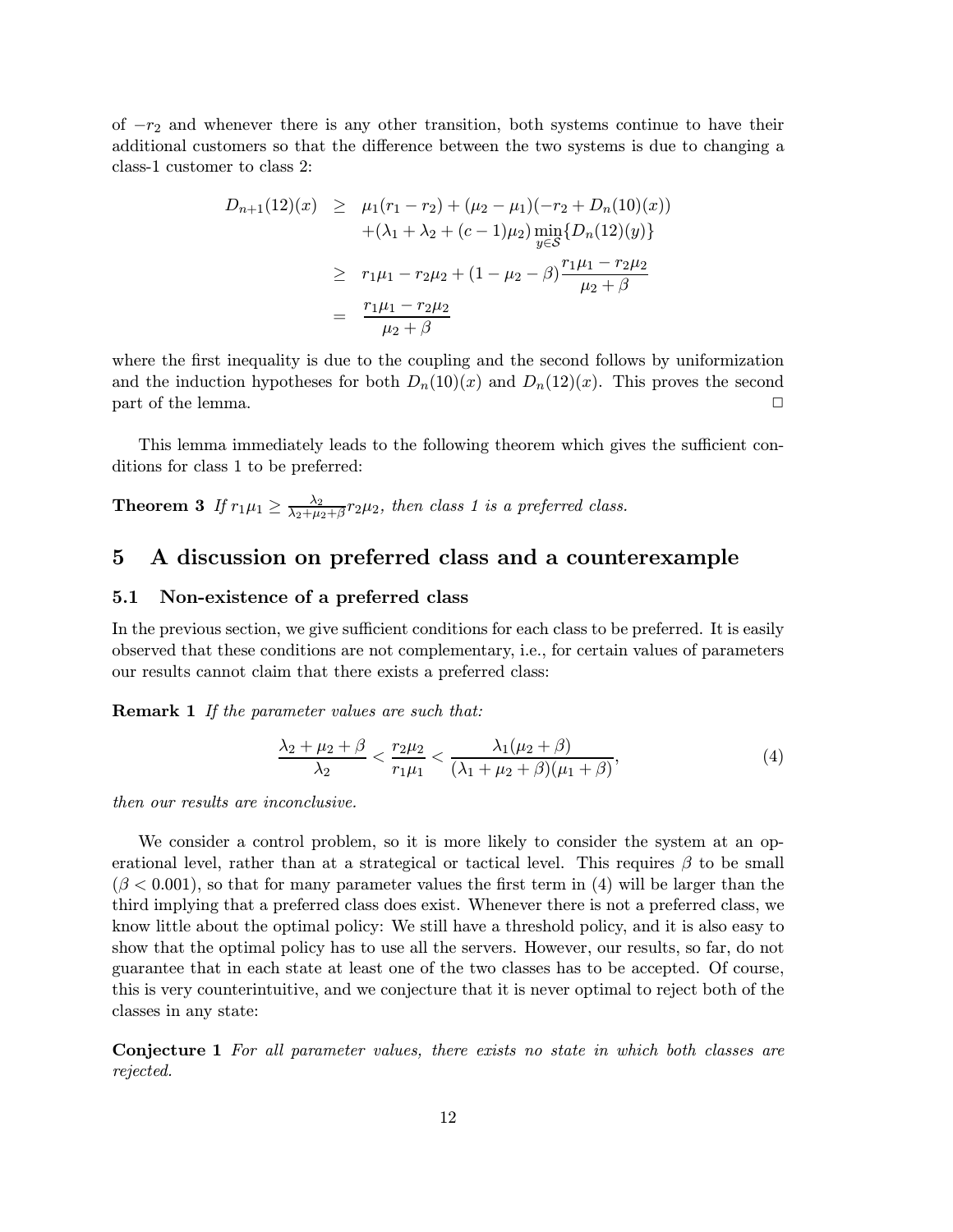of $-r_2$ and whenever there is any other transition, both systems continue to have their additional customers so that the difference between the two systems is due to changing a class-1 customer to class 2:

$$
\begin{aligned}
D_{n+1}(12)(x) &\geq \mu_1(r_1 - r_2) + (\mu_2 - \mu_1)(-r_2 + D_n(10)(x)) \\
&\quad + (\lambda_1 + \lambda_2 + (c-1)\mu_2) \min_{y \in \mathcal{S}} \{D_n(12)(y)\} \\
&\geq r_1\mu_1 - r_2\mu_2 + (1 - \mu_2 - \beta)\frac{r_1\mu_1 - r_2\mu_2}{\mu_2 + \beta} \\
&= \frac{r_1\mu_1 - r_2\mu_2}{\mu_2 + \beta}
\end{aligned}
$$

where the first inequality is due to the coupling and the second follows by uniformization and the induction hypotheses for both $D_n(10)(x)$ and $D_n(12)(x)$. This proves the second part of the lemma. □

This lemma immediately leads to the following theorem which gives the sufficient conditions for class 1 to be preferred:

**Theorem 3** *If $r_1\mu_1 \geq \frac{\lambda_2}{\lambda_2+\mu_2+\beta} r_2\mu_2$, then class 1 is a preferred class.*

## 5 A discussion on preferred class and a counterexample

### 5.1 Non-existence of a preferred class

In the previous section, we give sufficient conditions for each class to be preferred. It is easily observed that these conditions are not complementary, i.e., for certain values of parameters our results cannot claim that there exists a preferred class:

**Remark 1** *If the parameter values are such that:*

$$
\frac{\lambda_2 + \mu_2 + \beta}{\lambda_2} < \frac{r_2\mu_2}{r_1\mu_1} < \frac{\lambda_1(\mu_2 + \beta)}{(\lambda_1 + \mu_2 + \beta)(\mu_1 + \beta)}, \tag{4}
$$

*then our results are inconclusive.*

We consider a control problem, so it is more likely to consider the system at an operational level, rather than at a strategical or tactical level. This requires $\beta$ to be small ($\beta < 0.001$), so that for many parameter values the first term in (4) will be larger than the third implying that a preferred class does exist. Whenever there is not a preferred class, we know little about the optimal policy: We still have a threshold policy, and it is also easy to show that the optimal policy has to use all the servers. However, our results, so far, do not guarantee that in each state at least one of the two classes has to be accepted. Of course, this is very counterintuitive, and we conjecture that it is never optimal to reject both of the classes in any state:

**Conjecture 1** *For all parameter values, there exists no state in which both classes are rejected.*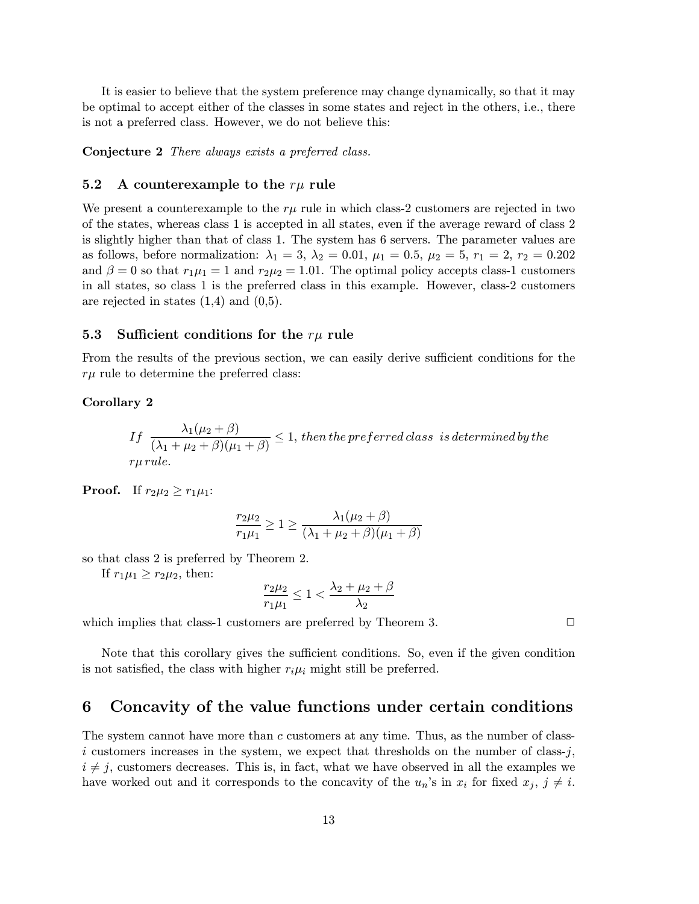It is easier to believe that the system preference may change dynamically, so that it may be optimal to accept either of the classes in some states and reject in the others, i.e., there is not a preferred class. However, we do not believe this:

**Conjecture 2** *There always exists a preferred class.*

### 5.2 A counterexample to the $r\mu$ rule

We present a counterexample to the $r\mu$ rule in which class-2 customers are rejected in two of the states, whereas class 1 is accepted in all states, even if the average reward of class 2 is slightly higher than that of class 1. The system has 6 servers. The parameter values are as follows, before normalization: $\lambda_1 = 3$, $\lambda_2 = 0.01$, $\mu_1 = 0.5$, $\mu_2 = 5$, $r_1 = 2$, $r_2 = 0.202$ and $\beta = 0$ so that $r_1\mu_1 = 1$ and $r_2\mu_2 = 1.01$. The optimal policy accepts class-1 customers in all states, so class 1 is the preferred class in this example. However, class-2 customers are rejected in states (1,4) and (0,5).

### 5.3 Sufficient conditions for the $r\mu$ rule

From the results of the previous section, we can easily derive sufficient conditions for the $r\mu$ rule to determine the preferred class:

**Corollary 2**

*If* $\dfrac{\lambda_1(\mu_2+\beta)}{(\lambda_1+\mu_2+\beta)(\mu_1+\beta)} \leq 1$, *then the preferred class is determined by the $r\mu$ rule.*

**Proof.** If $r_2\mu_2 \geq r_1\mu_1$:

$$\frac{r_2\mu_2}{r_1\mu_1} \geq 1 \geq \frac{\lambda_1(\mu_2+\beta)}{(\lambda_1+\mu_2+\beta)(\mu_1+\beta)}$$

so that class 2 is preferred by Theorem 2.

If $r_1\mu_1 \geq r_2\mu_2$, then:

$$\frac{r_2\mu_2}{r_1\mu_1} \leq 1 < \frac{\lambda_2+\mu_2+\beta}{\lambda_2}$$

which implies that class-1 customers are preferred by Theorem 3. □

Note that this corollary gives the sufficient conditions. So, even if the given condition is not satisfied, the class with higher $r_i\mu_i$ might still be preferred.

## 6 Concavity of the value functions under certain conditions

The system cannot have more than $c$ customers at any time. Thus, as the number of class-$i$ customers increases in the system, we expect that thresholds on the number of class-$j$, $i \neq j$, customers decreases. This is, in fact, what we have observed in all the examples we have worked out and it corresponds to the concavity of the $u_n$'s in $x_i$ for fixed $x_j$, $j \neq i$.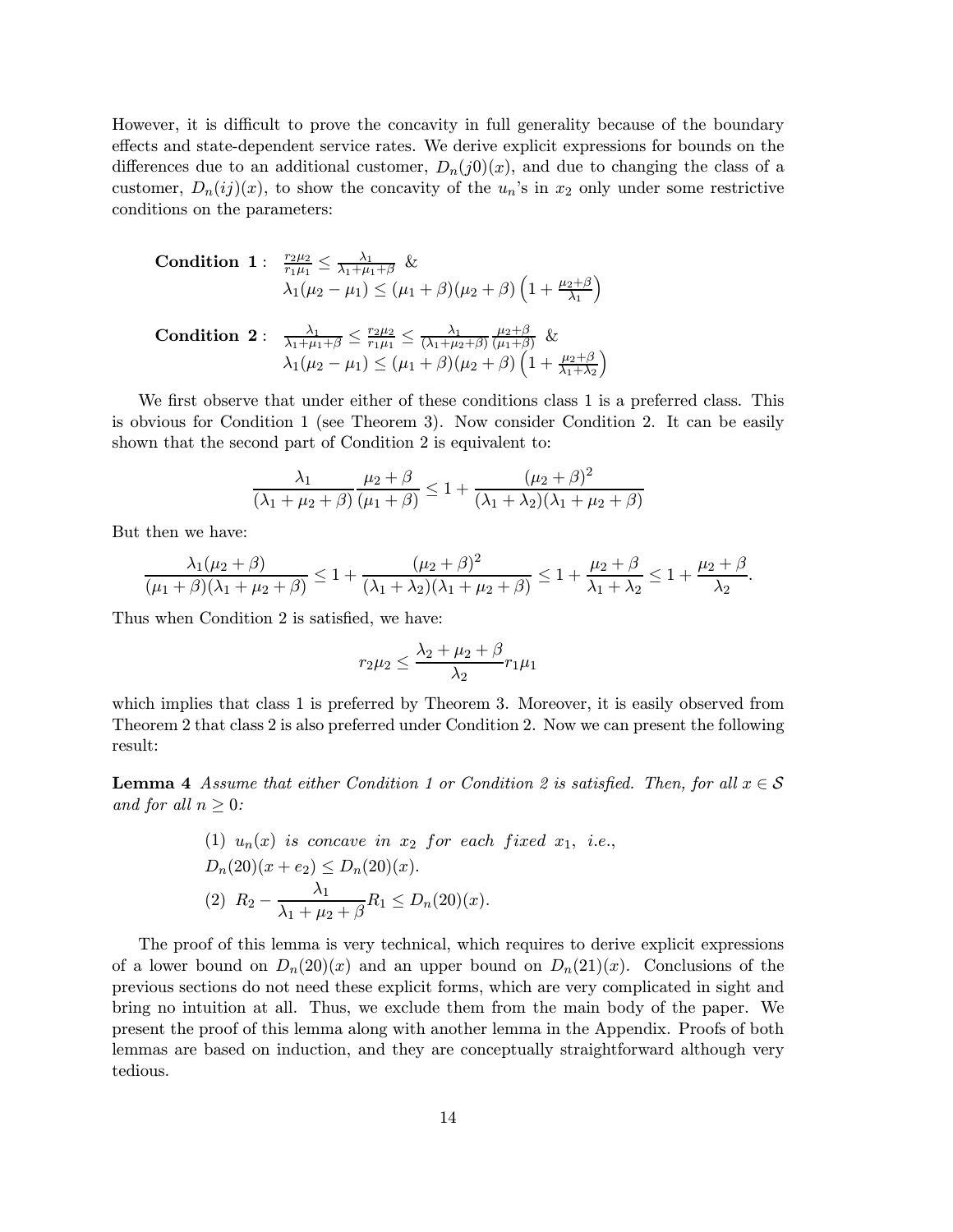However, it is difficult to prove the concavity in full generality because of the boundary effects and state-dependent service rates. We derive explicit expressions for bounds on the differences due to an additional customer, $D_n(j0)(x)$, and due to changing the class of a customer, $D_n(ij)(x)$, to show the concavity of the $u_n$'s in $x_2$ only under some restrictive conditions on the parameters:

$$
\begin{aligned}
\textbf{Condition 1}: \quad & \tfrac{r_2\mu_2}{r_1\mu_1} \le \tfrac{\lambda_1}{\lambda_1+\mu_1+\beta} \ \ \& \\
& \lambda_1(\mu_2-\mu_1) \le (\mu_1+\beta)(\mu_2+\beta)\left(1+\tfrac{\mu_2+\beta}{\lambda_1}\right)
\end{aligned}
$$

$$
\begin{aligned}
\textbf{Condition 2}: \quad & \tfrac{\lambda_1}{\lambda_1+\mu_1+\beta} \le \tfrac{r_2\mu_2}{r_1\mu_1} \le \tfrac{\lambda_1}{(\lambda_1+\mu_2+\beta)}\tfrac{\mu_2+\beta}{(\mu_1+\beta)} \ \ \& \\
& \lambda_1(\mu_2-\mu_1) \le (\mu_1+\beta)(\mu_2+\beta)\left(1+\tfrac{\mu_2+\beta}{\lambda_1+\lambda_2}\right)
\end{aligned}
$$

We first observe that under either of these conditions class 1 is a preferred class. This is obvious for Condition 1 (see Theorem 3). Now consider Condition 2. It can be easily shown that the second part of Condition 2 is equivalent to:

$$
\frac{\lambda_1}{(\lambda_1+\mu_2+\beta)}\frac{\mu_2+\beta}{(\mu_1+\beta)} \le 1 + \frac{(\mu_2+\beta)^2}{(\lambda_1+\lambda_2)(\lambda_1+\mu_2+\beta)}
$$

But then we have:

$$
\frac{\lambda_1(\mu_2+\beta)}{(\mu_1+\beta)(\lambda_1+\mu_2+\beta)} \le 1 + \frac{(\mu_2+\beta)^2}{(\lambda_1+\lambda_2)(\lambda_1+\mu_2+\beta)} \le 1 + \frac{\mu_2+\beta}{\lambda_1+\lambda_2} \le 1 + \frac{\mu_2+\beta}{\lambda_2}.
$$

Thus when Condition 2 is satisfied, we have:

$$
r_2\mu_2 \le \frac{\lambda_2+\mu_2+\beta}{\lambda_2} r_1\mu_1
$$

which implies that class 1 is preferred by Theorem 3. Moreover, it is easily observed from Theorem 2 that class 2 is also preferred under Condition 2. Now we can present the following result:

**Lemma 4** *Assume that either Condition 1 or Condition 2 is satisfied. Then, for all $x \in \mathcal{S}$ and for all $n \ge 0$:*

$$
\begin{aligned}
&(1)\ u_n(x) \text{ is concave in } x_2 \text{ for each fixed } x_1, \text{ i.e.,} \\
&D_n(20)(x+e_2) \le D_n(20)(x). \\
&(2)\ R_2 - \frac{\lambda_1}{\lambda_1+\mu_2+\beta}R_1 \le D_n(20)(x).
\end{aligned}
$$

The proof of this lemma is very technical, which requires to derive explicit expressions of a lower bound on $D_n(20)(x)$ and an upper bound on $D_n(21)(x)$. Conclusions of the previous sections do not need these explicit forms, which are very complicated in sight and bring no intuition at all. Thus, we exclude them from the main body of the paper. We present the proof of this lemma along with another lemma in the Appendix. Proofs of both lemmas are based on induction, and they are conceptually straightforward although very tedious.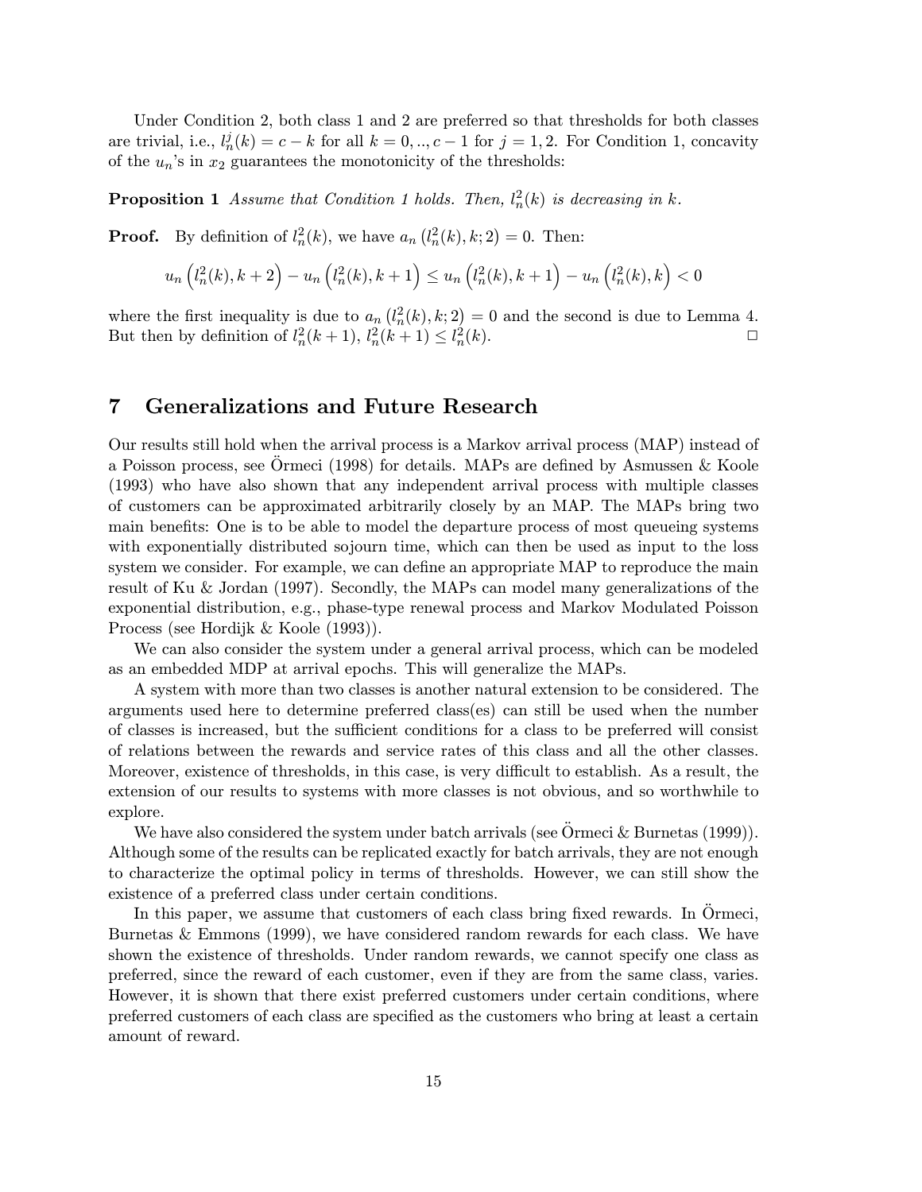Under Condition 2, both class 1 and 2 are preferred so that thresholds for both classes are trivial, i.e., $l_n^j(k) = c - k$ for all $k = 0, .., c-1$ for $j = 1, 2$. For Condition 1, concavity of the $u_n$'s in $x_2$ guarantees the monotonicity of the thresholds:

**Proposition 1** *Assume that Condition 1 holds. Then, $l_n^2(k)$ is decreasing in $k$.*

**Proof.** By definition of $l_n^2(k)$, we have $a_n\left(l_n^2(k), k; 2\right) = 0$. Then:

$$u_n\left(l_n^2(k), k+2\right) - u_n\left(l_n^2(k), k+1\right) \leq u_n\left(l_n^2(k), k+1\right) - u_n\left(l_n^2(k), k\right) < 0$$

where the first inequality is due to $a_n\left(l_n^2(k), k; 2\right) = 0$ and the second is due to Lemma 4. But then by definition of $l_n^2(k+1)$, $l_n^2(k+1) \leq l_n^2(k)$. □

# 7 Generalizations and Future Research

Our results still hold when the arrival process is a Markov arrival process (MAP) instead of a Poisson process, see Örmeci (1998) for details. MAPs are defined by Asmussen & Koole (1993) who have also shown that any independent arrival process with multiple classes of customers can be approximated arbitrarily closely by an MAP. The MAPs bring two main benefits: One is to be able to model the departure process of most queueing systems with exponentially distributed sojourn time, which can then be used as input to the loss system we consider. For example, we can define an appropriate MAP to reproduce the main result of Ku & Jordan (1997). Secondly, the MAPs can model many generalizations of the exponential distribution, e.g., phase-type renewal process and Markov Modulated Poisson Process (see Hordijk & Koole (1993)).

We can also consider the system under a general arrival process, which can be modeled as an embedded MDP at arrival epochs. This will generalize the MAPs.

A system with more than two classes is another natural extension to be considered. The arguments used here to determine preferred class(es) can still be used when the number of classes is increased, but the sufficient conditions for a class to be preferred will consist of relations between the rewards and service rates of this class and all the other classes. Moreover, existence of thresholds, in this case, is very difficult to establish. As a result, the extension of our results to systems with more classes is not obvious, and so worthwhile to explore.

We have also considered the system under batch arrivals (see Örmeci & Burnetas (1999)). Although some of the results can be replicated exactly for batch arrivals, they are not enough to characterize the optimal policy in terms of thresholds. However, we can still show the existence of a preferred class under certain conditions.

In this paper, we assume that customers of each class bring fixed rewards. In Örmeci, Burnetas & Emmons (1999), we have considered random rewards for each class. We have shown the existence of thresholds. Under random rewards, we cannot specify one class as preferred, since the reward of each customer, even if they are from the same class, varies. However, it is shown that there exist preferred customers under certain conditions, where preferred customers of each class are specified as the customers who bring at least a certain amount of reward.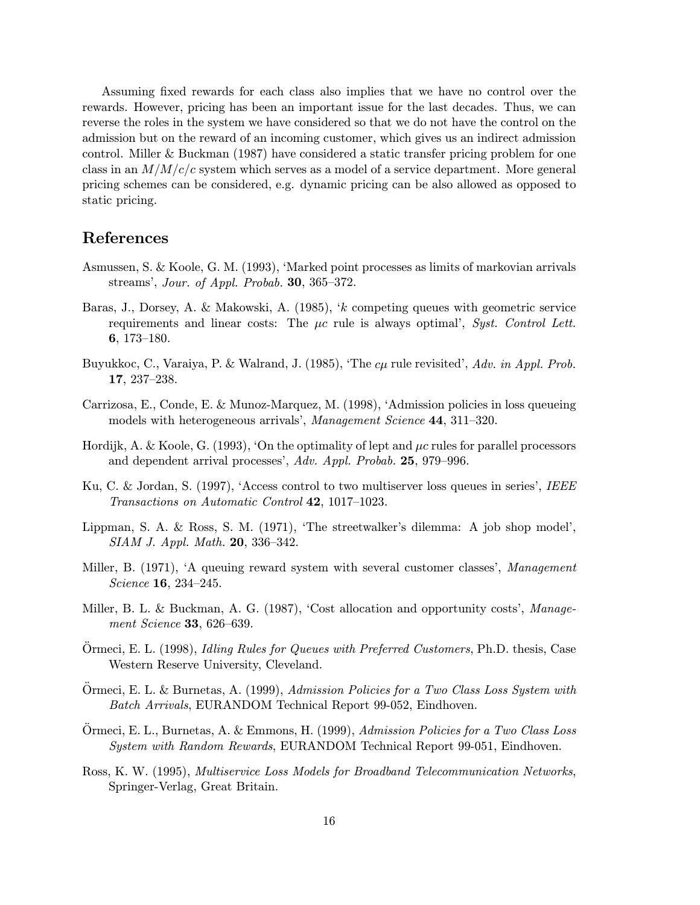Assuming fixed rewards for each class also implies that we have no control over the rewards. However, pricing has been an important issue for the last decades. Thus, we can reverse the roles in the system we have considered so that we do not have the control on the admission but on the reward of an incoming customer, which gives us an indirect admission control. Miller & Buckman (1987) have considered a static transfer pricing problem for one class in an $M/M/c/c$ system which serves as a model of a service department. More general pricing schemes can be considered, e.g. dynamic pricing can be also allowed as opposed to static pricing.

## References

Asmussen, S. & Koole, G. M. (1993), 'Marked point processes as limits of markovian arrivals streams', *Jour. of Appl. Probab.* **30**, 365–372.

Baras, J., Dorsey, A. & Makowski, A. (1985), '$k$ competing queues with geometric service requirements and linear costs: The $\mu c$ rule is always optimal', *Syst. Control Lett.* **6**, 173–180.

Buyukkoc, C., Varaiya, P. & Walrand, J. (1985), 'The $c\mu$ rule revisited', *Adv. in Appl. Prob.* **17**, 237–238.

Carrizosa, E., Conde, E. & Munoz-Marquez, M. (1998), 'Admission policies in loss queueing models with heterogeneous arrivals', *Management Science* **44**, 311–320.

Hordijk, A. & Koole, G. (1993), 'On the optimality of lept and $\mu c$ rules for parallel processors and dependent arrival processes', *Adv. Appl. Probab.* **25**, 979–996.

Ku, C. & Jordan, S. (1997), 'Access control to two multiserver loss queues in series', *IEEE Transactions on Automatic Control* **42**, 1017–1023.

Lippman, S. A. & Ross, S. M. (1971), 'The streetwalker's dilemma: A job shop model', *SIAM J. Appl. Math.* **20**, 336–342.

Miller, B. (1971), 'A queuing reward system with several customer classes', *Management Science* **16**, 234–245.

Miller, B. L. & Buckman, A. G. (1987), 'Cost allocation and opportunity costs', *Management Science* **33**, 626–639.

Örmeci, E. L. (1998), *Idling Rules for Queues with Preferred Customers*, Ph.D. thesis, Case Western Reserve University, Cleveland.

Örmeci, E. L. & Burnetas, A. (1999), *Admission Policies for a Two Class Loss System with Batch Arrivals*, EURANDOM Technical Report 99-052, Eindhoven.

Örmeci, E. L., Burnetas, A. & Emmons, H. (1999), *Admission Policies for a Two Class Loss System with Random Rewards*, EURANDOM Technical Report 99-051, Eindhoven.

Ross, K. W. (1995), *Multiservice Loss Models for Broadband Telecommunication Networks*, Springer-Verlag, Great Britain.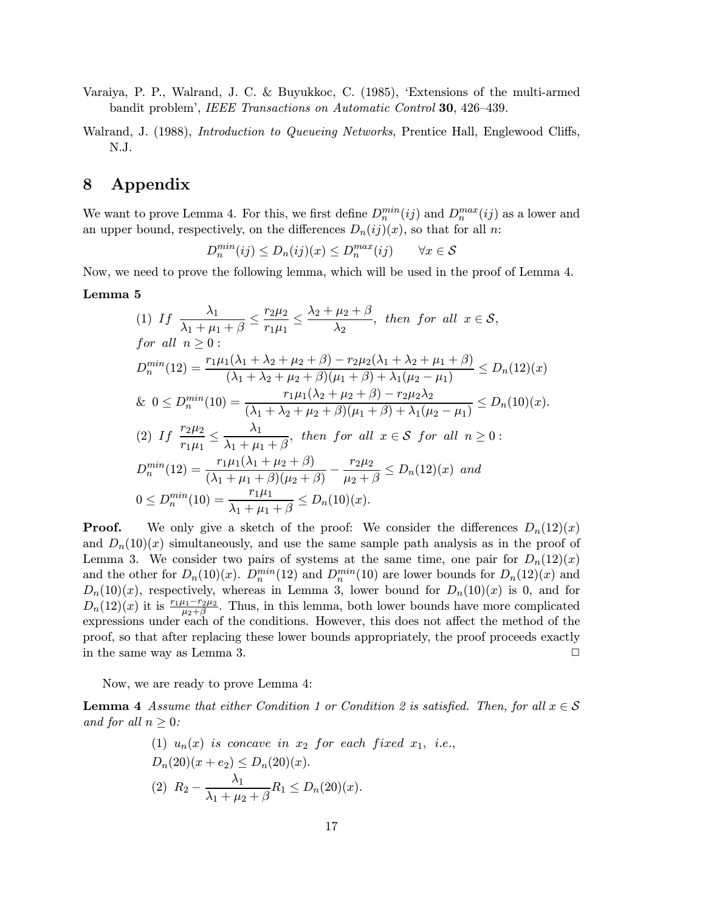Varaiya, P. P., Walrand, J. C. & Buyukkoc, C. (1985), 'Extensions of the multi-armed bandit problem', *IEEE Transactions on Automatic Control* **30**, 426–439.

Walrand, J. (1988), *Introduction to Queueing Networks*, Prentice Hall, Englewood Cliffs, N.J.

# 8 Appendix

We want to prove Lemma 4. For this, we first define $D_n^{min}(ij)$ and $D_n^{max}(ij)$ as a lower and an upper bound, respectively, on the differences $D_n(ij)(x)$, so that for all $n$:

$$D_n^{min}(ij) \le D_n(ij)(x) \le D_n^{max}(ij) \qquad \forall x \in \mathcal{S}$$

Now, we need to prove the following lemma, which will be used in the proof of Lemma 4.

**Lemma 5**

$$
\begin{aligned}
&(1)\ \textit{If}\ \frac{\lambda_1}{\lambda_1+\mu_1+\beta} \le \frac{r_2\mu_2}{r_1\mu_1} \le \frac{\lambda_2+\mu_2+\beta}{\lambda_2},\ \textit{then for all}\ x\in\mathcal{S},\\
&\textit{for all}\ n\ge 0:\\
&D_n^{min}(12) = \frac{r_1\mu_1(\lambda_1+\lambda_2+\mu_2+\beta) - r_2\mu_2(\lambda_1+\lambda_2+\mu_1+\beta)}{(\lambda_1+\lambda_2+\mu_2+\beta)(\mu_1+\beta)+\lambda_1(\mu_2-\mu_1)} \le D_n(12)(x)\\
&\&\ 0 \le D_n^{min}(10) = \frac{r_1\mu_1(\lambda_2+\mu_2+\beta) - r_2\mu_2\lambda_2}{(\lambda_1+\lambda_2+\mu_2+\beta)(\mu_1+\beta)+\lambda_1(\mu_2-\mu_1)} \le D_n(10)(x).\\
&(2)\ \textit{If}\ \frac{r_2\mu_2}{r_1\mu_1} \le \frac{\lambda_1}{\lambda_1+\mu_1+\beta},\ \textit{then for all}\ x\in\mathcal{S}\ \textit{for all}\ n\ge 0:\\
&D_n^{min}(12) = \frac{r_1\mu_1(\lambda_1+\mu_2+\beta)}{(\lambda_1+\mu_1+\beta)(\mu_2+\beta)} - \frac{r_2\mu_2}{\mu_2+\beta} \le D_n(12)(x)\ \textit{and}\\
&0 \le D_n^{min}(10) = \frac{r_1\mu_1}{\lambda_1+\mu_1+\beta} \le D_n(10)(x).
\end{aligned}
$$

**Proof.** We only give a sketch of the proof: We consider the differences $D_n(12)(x)$ and $D_n(10)(x)$ simultaneously, and use the same sample path analysis as in the proof of Lemma 3. We consider two pairs of systems at the same time, one pair for $D_n(12)(x)$ and the other for $D_n(10)(x)$. $D_n^{min}(12)$ and $D_n^{min}(10)$ are lower bounds for $D_n(12)(x)$ and $D_n(10)(x)$, respectively, whereas in Lemma 3, lower bound for $D_n(10)(x)$ is 0, and for $D_n(12)(x)$ it is $\frac{r_1\mu_1 - r_2\mu_2}{\mu_2+\beta}$. Thus, in this lemma, both lower bounds have more complicated expressions under each of the conditions. However, this does not affect the method of the proof, so that after replacing these lower bounds appropriately, the proof proceeds exactly in the same way as Lemma 3. □

Now, we are ready to prove Lemma 4:

**Lemma 4** *Assume that either Condition 1 or Condition 2 is satisfied. Then, for all $x \in \mathcal{S}$ and for all $n \ge 0$:*

$$
\begin{aligned}
&(1)\ u_n(x)\ \textit{is concave in}\ x_2\ \textit{for each fixed}\ x_1,\ \textit{i.e.,}\\
&D_n(20)(x+e_2) \le D_n(20)(x).\\
&(2)\ R_2 - \frac{\lambda_1}{\lambda_1+\mu_2+\beta}R_1 \le D_n(20)(x).
\end{aligned}
$$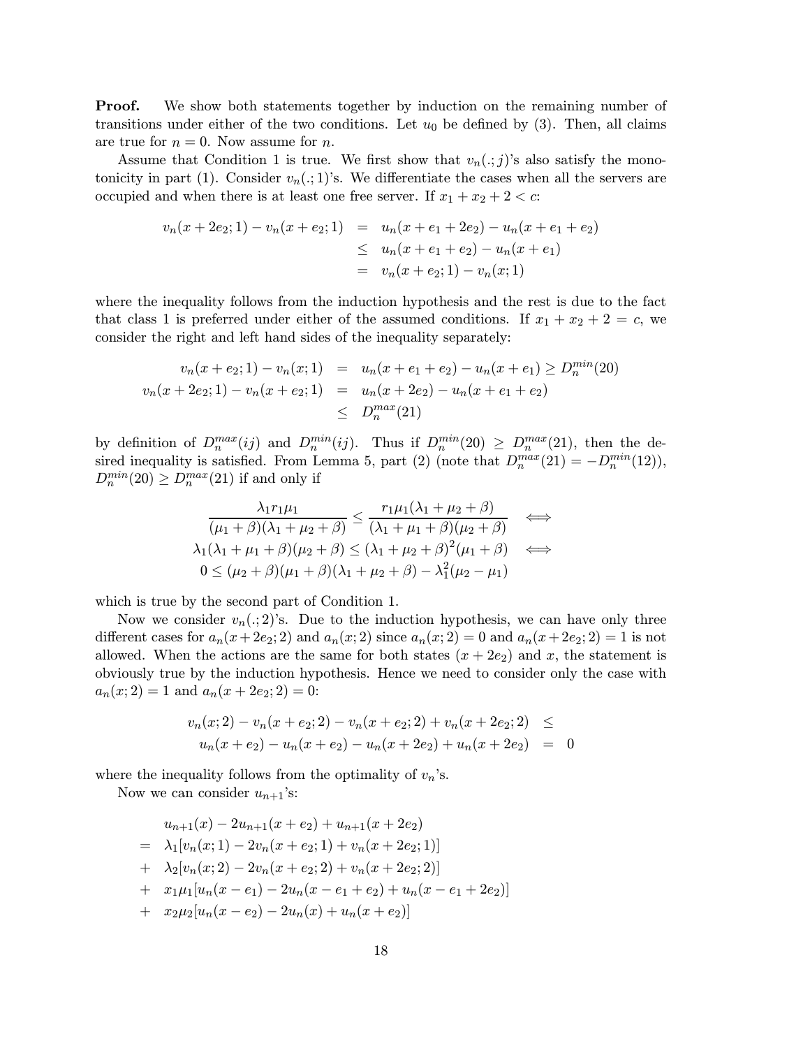**Proof.** We show both statements together by induction on the remaining number of transitions under either of the two conditions. Let $u_0$ be defined by (3). Then, all claims are true for $n = 0$. Now assume for $n$.

Assume that Condition 1 is true. We first show that $v_n(.;j)$'s also satisfy the monotonicity in part (1). Consider $v_n(.;1)$'s. We differentiate the cases when all the servers are occupied and when there is at least one free server. If $x_1 + x_2 + 2 < c$:

$$
\begin{aligned}
v_n(x + 2e_2; 1) - v_n(x + e_2; 1) &= u_n(x + e_1 + 2e_2) - u_n(x + e_1 + e_2) \\
&\leq u_n(x + e_1 + e_2) - u_n(x + e_1) \\
&= v_n(x + e_2; 1) - v_n(x; 1)
\end{aligned}
$$

where the inequality follows from the induction hypothesis and the rest is due to the fact that class 1 is preferred under either of the assumed conditions. If $x_1 + x_2 + 2 = c$, we consider the right and left hand sides of the inequality separately:

$$
\begin{aligned}
v_n(x + e_2; 1) - v_n(x; 1) &= u_n(x + e_1 + e_2) - u_n(x + e_1) \geq D_n^{min}(20) \\
v_n(x + 2e_2; 1) - v_n(x + e_2; 1) &= u_n(x + 2e_2) - u_n(x + e_1 + e_2) \\
&\leq D_n^{max}(21)
\end{aligned}
$$

by definition of $D_n^{max}(ij)$ and $D_n^{min}(ij)$. Thus if $D_n^{min}(20) \geq D_n^{max}(21)$, then the desired inequality is satisfied. From Lemma 5, part (2) (note that $D_n^{max}(21) = -D_n^{min}(12)$), $D_n^{min}(20) \geq D_n^{max}(21)$ if and only if

$$
\begin{aligned}
\frac{\lambda_1 r_1 \mu_1}{(\mu_1 + \beta)(\lambda_1 + \mu_2 + \beta)} \leq \frac{r_1 \mu_1 (\lambda_1 + \mu_2 + \beta)}{(\lambda_1 + \mu_1 + \beta)(\mu_2 + \beta)} \quad &\iff \\
\lambda_1 (\lambda_1 + \mu_1 + \beta)(\mu_2 + \beta) \leq (\lambda_1 + \mu_2 + \beta)^2 (\mu_1 + \beta) \quad &\iff \\
0 \leq (\mu_2 + \beta)(\mu_1 + \beta)(\lambda_1 + \mu_2 + \beta) - \lambda_1^2 (\mu_2 - \mu_1) &
\end{aligned}
$$

which is true by the second part of Condition 1.

Now we consider $v_n(.;2)$'s. Due to the induction hypothesis, we can have only three different cases for $a_n(x + 2e_2; 2)$ and $a_n(x; 2)$ since $a_n(x; 2) = 0$ and $a_n(x + 2e_2; 2) = 1$ is not allowed. When the actions are the same for both states $(x + 2e_2)$ and $x$, the statement is obviously true by the induction hypothesis. Hence we need to consider only the case with $a_n(x; 2) = 1$ and $a_n(x + 2e_2; 2) = 0$:

$$
\begin{aligned}
&v_n(x; 2) - v_n(x + e_2; 2) - v_n(x + e_2; 2) + v_n(x + 2e_2; 2) \leq \\
&u_n(x + e_2) - u_n(x + e_2) - u_n(x + 2e_2) + u_n(x + 2e_2) = 0
\end{aligned}
$$

where the inequality follows from the optimality of $v_n$'s.

Now we can consider $u_{n+1}$'s:

$$
\begin{aligned}
& u_{n+1}(x) - 2u_{n+1}(x + e_2) + u_{n+1}(x + 2e_2) \\
= \;& \lambda_1 [v_n(x; 1) - 2v_n(x + e_2; 1) + v_n(x + 2e_2; 1)] \\
+ \;& \lambda_2 [v_n(x; 2) - 2v_n(x + e_2; 2) + v_n(x + 2e_2; 2)] \\
+ \;& x_1 \mu_1 [u_n(x - e_1) - 2u_n(x - e_1 + e_2) + u_n(x - e_1 + 2e_2)] \\
+ \;& x_2 \mu_2 [u_n(x - e_2) - 2u_n(x) + u_n(x + e_2)]
\end{aligned}
$$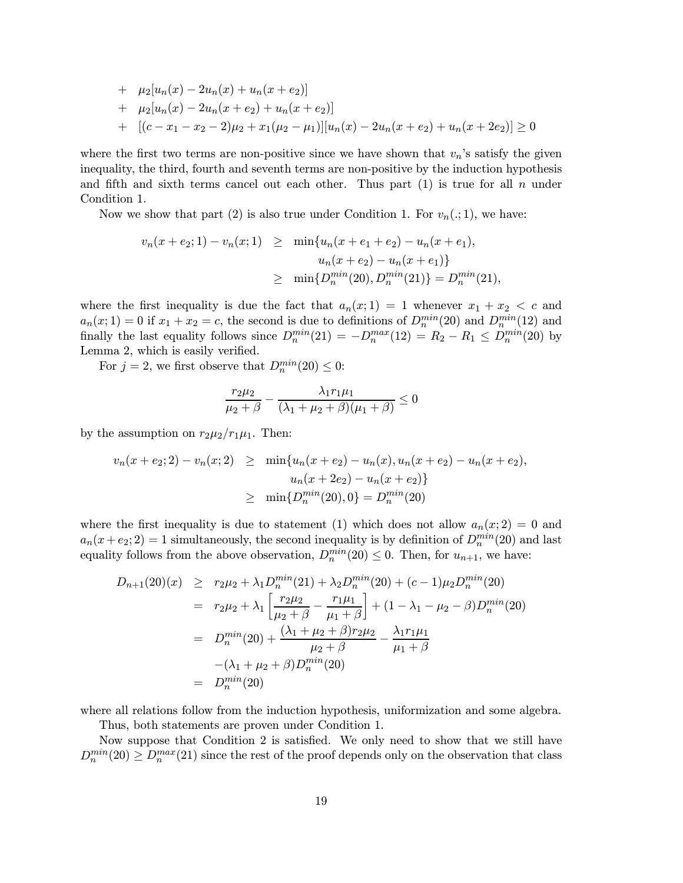$$
\begin{aligned}
&+ \quad \mu_2[u_n(x) - 2u_n(x) + u_n(x+e_2)] \\
&+ \quad \mu_2[u_n(x) - 2u_n(x+e_2) + u_n(x+e_2)] \\
&+ \quad [(c - x_1 - x_2 - 2)\mu_2 + x_1(\mu_2 - \mu_1)][u_n(x) - 2u_n(x+e_2) + u_n(x+2e_2)] \geq 0
\end{aligned}
$$

where the first two terms are non-positive since we have shown that $v_n$'s satisfy the given inequality, the third, fourth and seventh terms are non-positive by the induction hypothesis and fifth and sixth terms cancel out each other. Thus part (1) is true for all $n$ under Condition 1.

Now we show that part (2) is also true under Condition 1. For $v_n(.;1)$, we have:

$$
\begin{aligned}
v_n(x+e_2;1) - v_n(x;1) &\geq \min\{u_n(x+e_1+e_2) - u_n(x+e_1), \\
&\qquad u_n(x+e_2) - u_n(x+e_1)\} \\
&\geq \min\{D_n^{min}(20), D_n^{min}(21)\} = D_n^{min}(21),
\end{aligned}
$$

where the first inequality is due the fact that $a_n(x;1) = 1$ whenever $x_1 + x_2 < c$ and $a_n(x;1) = 0$ if $x_1 + x_2 = c$, the second is due to definitions of $D_n^{min}(20)$ and $D_n^{min}(12)$ and finally the last equality follows since $D_n^{min}(21) = -D_n^{max}(12) = R_2 - R_1 \leq D_n^{min}(20)$ by Lemma 2, which is easily verified.

For $j = 2$, we first observe that $D_n^{min}(20) \leq 0$:

$$
\frac{r_2\mu_2}{\mu_2 + \beta} - \frac{\lambda_1 r_1 \mu_1}{(\lambda_1 + \mu_2 + \beta)(\mu_1 + \beta)} \leq 0
$$

by the assumption on $r_2\mu_2/r_1\mu_1$. Then:

$$
\begin{aligned}
v_n(x+e_2;2) - v_n(x;2) &\geq \min\{u_n(x+e_2) - u_n(x), u_n(x+e_2) - u_n(x+e_2), \\
&\qquad u_n(x+2e_2) - u_n(x+e_2)\} \\
&\geq \min\{D_n^{min}(20), 0\} = D_n^{min}(20)
\end{aligned}
$$

where the first inequality is due to statement (1) which does not allow $a_n(x;2) = 0$ and $a_n(x+e_2;2) = 1$ simultaneously, the second inequality is by definition of $D_n^{min}(20)$ and last equality follows from the above observation, $D_n^{min}(20) \leq 0$. Then, for $u_{n+1}$, we have:

$$
\begin{aligned}
D_{n+1}(20)(x) &\geq r_2\mu_2 + \lambda_1 D_n^{min}(21) + \lambda_2 D_n^{min}(20) + (c-1)\mu_2 D_n^{min}(20) \\
&= r_2\mu_2 + \lambda_1 \left[\frac{r_2\mu_2}{\mu_2 + \beta} - \frac{r_1\mu_1}{\mu_1 + \beta}\right] + (1 - \lambda_1 - \mu_2 - \beta) D_n^{min}(20) \\
&= D_n^{min}(20) + \frac{(\lambda_1 + \mu_2 + \beta) r_2 \mu_2}{\mu_2 + \beta} - \frac{\lambda_1 r_1 \mu_1}{\mu_1 + \beta} \\
&\quad - (\lambda_1 + \mu_2 + \beta) D_n^{min}(20) \\
&= D_n^{min}(20)
\end{aligned}
$$

where all relations follow from the induction hypothesis, uniformization and some algebra.

Thus, both statements are proven under Condition 1.

Now suppose that Condition 2 is satisfied. We only need to show that we still have $D_n^{min}(20) \geq D_n^{max}(21)$ since the rest of the proof depends only on the observation that class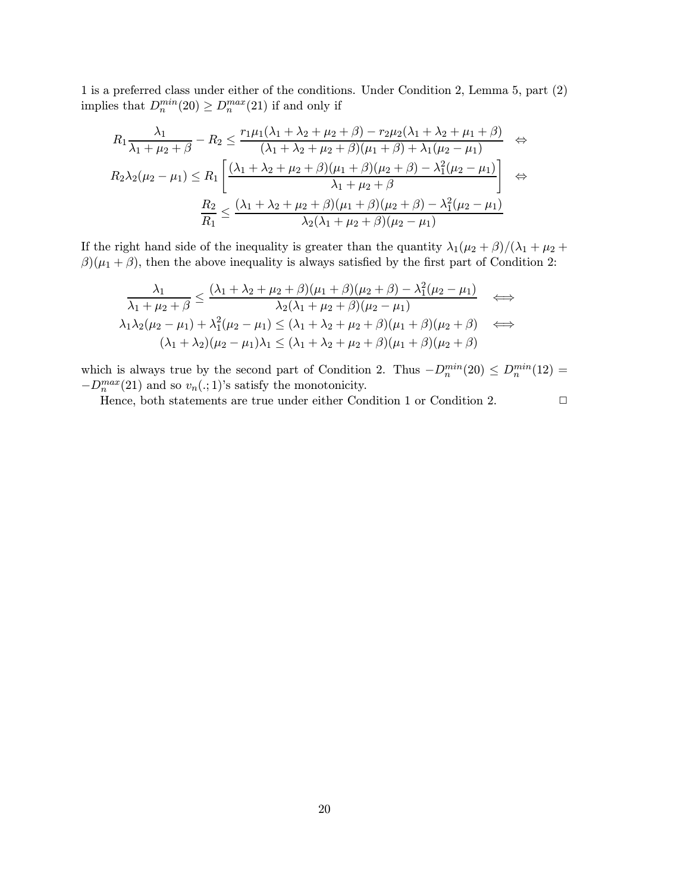1 is a preferred class under either of the conditions. Under Condition 2, Lemma 5, part (2) implies that $D_n^{min}(20) \geq D_n^{max}(21)$ if and only if

$$
\begin{aligned}
R_1 \frac{\lambda_1}{\lambda_1+\mu_2+\beta} - R_2 &\leq \frac{r_1\mu_1(\lambda_1+\lambda_2+\mu_2+\beta) - r_2\mu_2(\lambda_1+\lambda_2+\mu_1+\beta)}{(\lambda_1+\lambda_2+\mu_2+\beta)(\mu_1+\beta)+\lambda_1(\mu_2-\mu_1)} \quad \Leftrightarrow \\
R_2\lambda_2(\mu_2-\mu_1) &\leq R_1\left[\frac{(\lambda_1+\lambda_2+\mu_2+\beta)(\mu_1+\beta)(\mu_2+\beta)-\lambda_1^2(\mu_2-\mu_1)}{\lambda_1+\mu_2+\beta}\right] \quad \Leftrightarrow \\
\frac{R_2}{R_1} &\leq \frac{(\lambda_1+\lambda_2+\mu_2+\beta)(\mu_1+\beta)(\mu_2+\beta)-\lambda_1^2(\mu_2-\mu_1)}{\lambda_2(\lambda_1+\mu_2+\beta)(\mu_2-\mu_1)}
\end{aligned}
$$

If the right hand side of the inequality is greater than the quantity $\lambda_1(\mu_2+\beta)/(\lambda_1+\mu_2+\beta)(\mu_1+\beta)$, then the above inequality is always satisfied by the first part of Condition 2:

$$
\begin{aligned}
\frac{\lambda_1}{\lambda_1+\mu_2+\beta} &\leq \frac{(\lambda_1+\lambda_2+\mu_2+\beta)(\mu_1+\beta)(\mu_2+\beta)-\lambda_1^2(\mu_2-\mu_1)}{\lambda_2(\lambda_1+\mu_2+\beta)(\mu_2-\mu_1)} \quad \Longleftrightarrow \\
\lambda_1\lambda_2(\mu_2-\mu_1)+\lambda_1^2(\mu_2-\mu_1) &\leq (\lambda_1+\lambda_2+\mu_2+\beta)(\mu_1+\beta)(\mu_2+\beta) \quad \Longleftrightarrow \\
(\lambda_1+\lambda_2)(\mu_2-\mu_1)\lambda_1 &\leq (\lambda_1+\lambda_2+\mu_2+\beta)(\mu_1+\beta)(\mu_2+\beta)
\end{aligned}
$$

which is always true by the second part of Condition 2. Thus $-D_n^{min}(20) \leq D_n^{min}(12) = -D_n^{max}(21)$ and so $v_n(.;1)$'s satisfy the monotonicity.

Hence, both statements are true under either Condition 1 or Condition 2. □